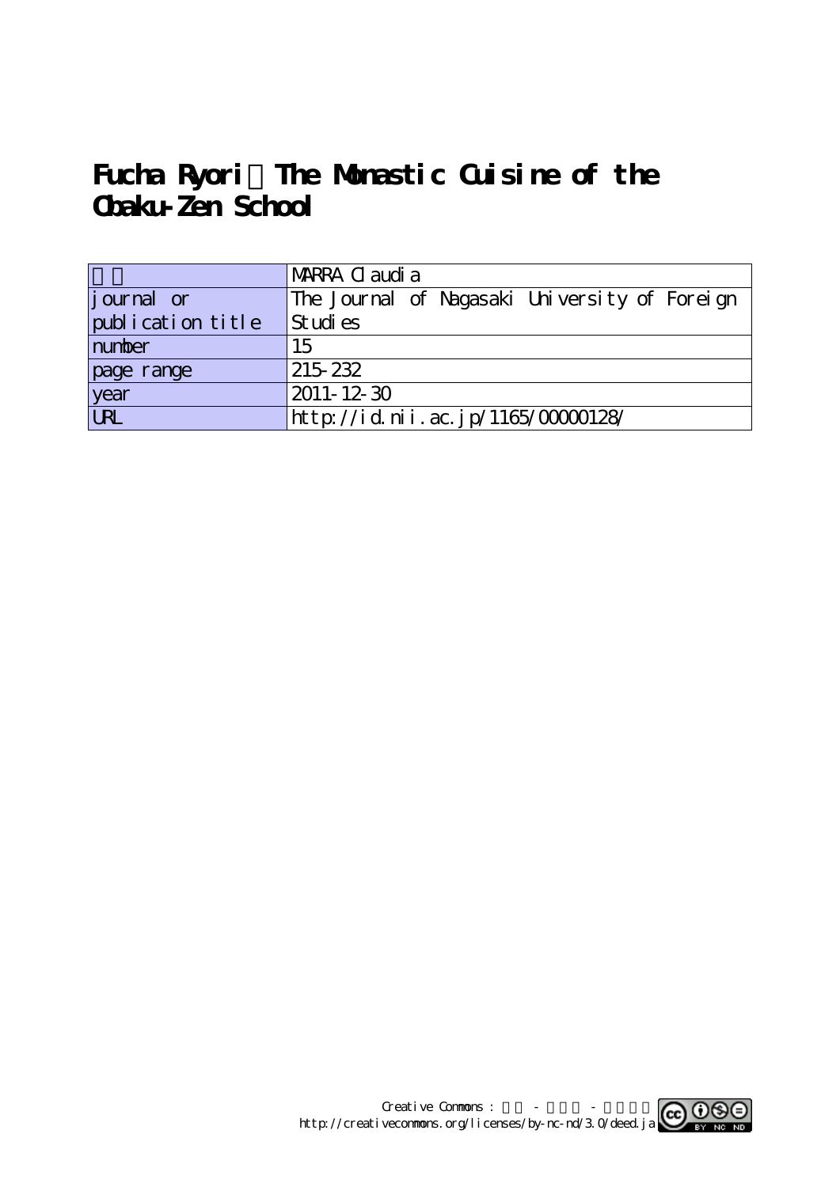# Fucha Ryori：The Monastic Cuisine of the Obaku-Zen School

| | |
|---|---|
| 著者 | MARRA Claudia |
| journal or publication title | The Journal of Nagasaki University of Foreign Studies |
| number | 15 |
| page range | 215-232 |
| year | 2011-12-30 |
| URL | http://id.nii.ac.jp/1165/00000128/ |

Creative Commons : 表示 - 非営利 - 改変禁止
http://creativecommons.org/licenses/by-nc-nd/3.0/deed.ja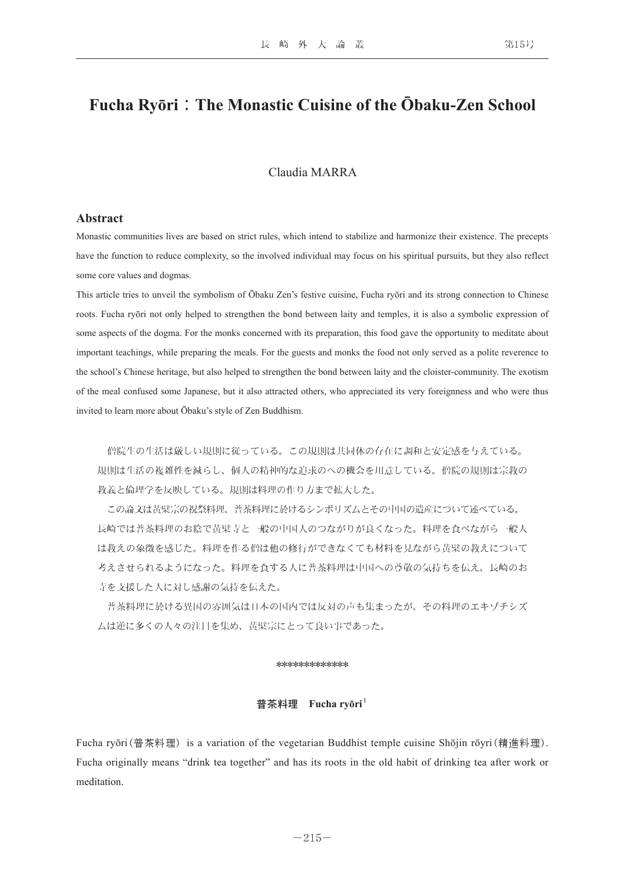# Fucha Ryōri：The Monastic Cuisine of the Ōbaku-Zen School

Claudia MARRA

## Abstract

Monastic communities lives are based on strict rules, which intend to stabilize and harmonize their existence. The precepts have the function to reduce complexity, so the involved individual may focus on his spiritual pursuits, but they also reflect some core values and dogmas.

This article tries to unveil the symbolism of Ōbaku Zen's festive cuisine, Fucha ryōri and its strong connection to Chinese roots. Fucha ryōri not only helped to strengthen the bond between laity and temples, it is also a symbolic expression of some aspects of the dogma. For the monks concerned with its preparation, this food gave the opportunity to meditate about important teachings, while preparing the meals. For the guests and monks the food not only served as a polite reverence to the school's Chinese heritage, but also helped to strengthen the bond between laity and the cloister-community. The exotism of the meal confused some Japanese, but it also attracted others, who appreciated its very foreignness and who were thus invited to learn more about Ōbaku's style of Zen Buddhism.

僧院生の生活は厳しい規則に従っている。この規則は共同体の存在に調和と安定感を与えている。規則は生活の複雑性を減らし、個人の精神的な追求のへの機会を用意している。僧院の規則は宗教の教義と倫理学を反映している。規則は料理の作り方まで拡大した。

この論文は黄檗宗の祝祭料理、普茶料理に於けるシンボリズムとその中国の遺産について述べている。長崎では普茶料理のお陰で黄檗寺と一般の中国人のつながりが良くなった。料理を食べながら一般人は教えの象徴を感じた。料理を作る僧は他の修行ができなくても材料を見ながら黄檗の教えについて考えさせられるようになった。料理を食する人に普茶料理は中国への尊敬の気持ちを伝え、長崎のお寺を支援した人に対し感謝の気持を伝えた。

普茶料理に於ける異国の雰囲気は日本の国内では反対の声も集まったが、その料理のエキゾチシズムは逆に多くの人々の注目を集め、黄檗宗にとって良い事であった。

*************

### 普茶料理　Fucha ryōri[1]

Fucha ryōri (普茶料理) is a variation of the vegetarian Buddhist temple cuisine Shōjin rōyri (精進料理). Fucha originally means "drink tea together" and has its roots in the old habit of drinking tea after work or meditation.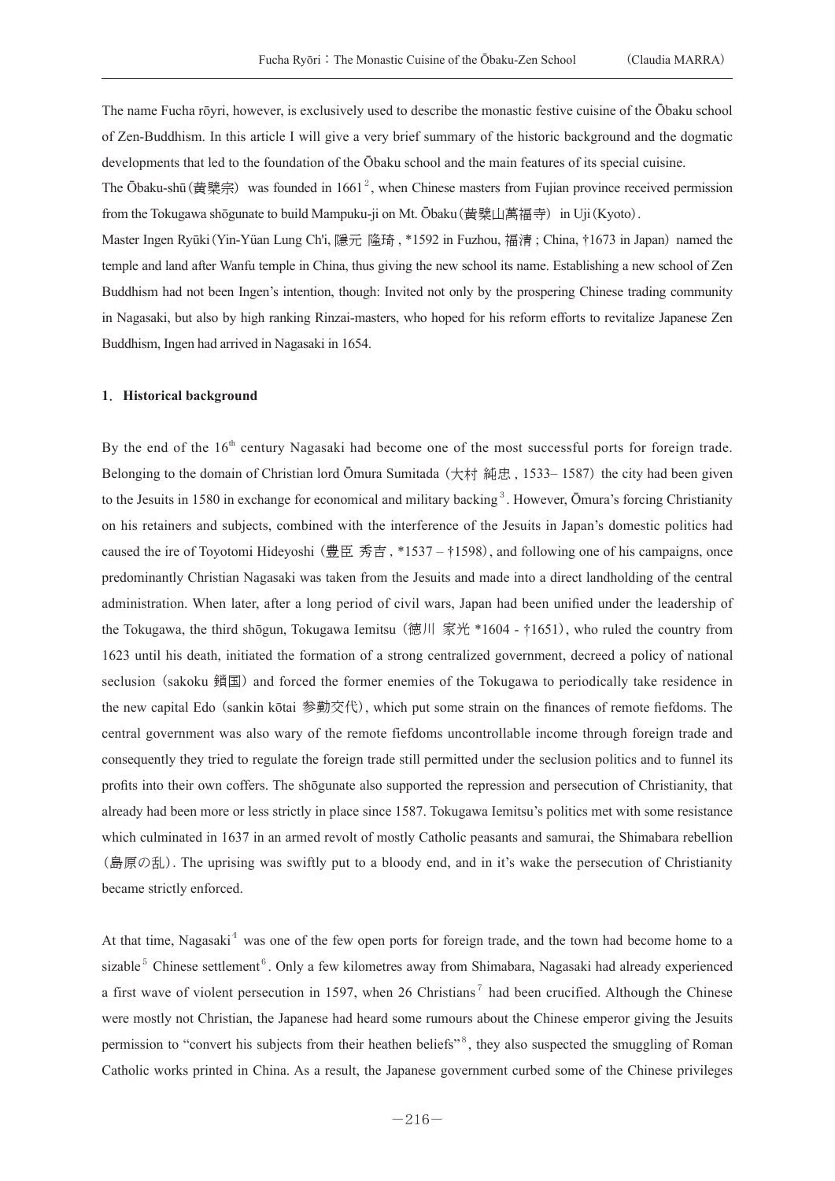The name Fucha rōyri, however, is exclusively used to describe the monastic festive cuisine of the Ōbaku school of Zen-Buddhism. In this article I will give a very brief summary of the historic background and the dogmatic developments that led to the foundation of the Ōbaku school and the main features of its special cuisine.

The Ōbaku-shū (黄檗宗) was founded in 1661[2], when Chinese masters from Fujian province received permission from the Tokugawa shōgunate to build Mampuku-ji on Mt. Ōbaku (黄檗山萬福寺) in Uji (Kyoto).

Master Ingen Ryūki (Yin-Yüan Lung Ch'i, 隠元 隆琦, *1592 in Fuzhou, 福清; China, †1673 in Japan) named the temple and land after Wanfu temple in China, thus giving the new school its name. Establishing a new school of Zen Buddhism had not been Ingen's intention, though: Invited not only by the prospering Chinese trading community in Nagasaki, but also by high ranking Rinzai-masters, who hoped for his reform efforts to revitalize Japanese Zen Buddhism, Ingen had arrived in Nagasaki in 1654.

## 1. Historical background

By the end of the 16th century Nagasaki had become one of the most successful ports for foreign trade. Belonging to the domain of Christian lord Ōmura Sumitada (大村 純忠, 1533– 1587) the city had been given to the Jesuits in 1580 in exchange for economical and military backing[3]. However, Ōmura's forcing Christianity on his retainers and subjects, combined with the interference of the Jesuits in Japan's domestic politics had caused the ire of Toyotomi Hideyoshi (豊臣 秀吉, *1537 – †1598), and following one of his campaigns, once predominantly Christian Nagasaki was taken from the Jesuits and made into a direct landholding of the central administration. When later, after a long period of civil wars, Japan had been unified under the leadership of the Tokugawa, the third shōgun, Tokugawa Iemitsu (徳川 家光 *1604 - †1651), who ruled the country from 1623 until his death, initiated the formation of a strong centralized government, decreed a policy of national seclusion (sakoku 鎖国) and forced the former enemies of the Tokugawa to periodically take residence in the new capital Edo (sankin kōtai 参勤交代), which put some strain on the finances of remote fiefdoms. The central government was also wary of the remote fiefdoms uncontrollable income through foreign trade and consequently they tried to regulate the foreign trade still permitted under the seclusion politics and to funnel its profits into their own coffers. The shōgunate also supported the repression and persecution of Christianity, that already had been more or less strictly in place since 1587. Tokugawa Iemitsu's politics met with some resistance which culminated in 1637 in an armed revolt of mostly Catholic peasants and samurai, the Shimabara rebellion (島原の乱). The uprising was swiftly put to a bloody end, and in it's wake the persecution of Christianity became strictly enforced.

At that time, Nagasaki[4] was one of the few open ports for foreign trade, and the town had become home to a sizable[5] Chinese settlement[6]. Only a few kilometres away from Shimabara, Nagasaki had already experienced a first wave of violent persecution in 1597, when 26 Christians[7] had been crucified. Although the Chinese were mostly not Christian, the Japanese had heard some rumours about the Chinese emperor giving the Jesuits permission to "convert his subjects from their heathen beliefs"[8], they also suspected the smuggling of Roman Catholic works printed in China. As a result, the Japanese government curbed some of the Chinese privileges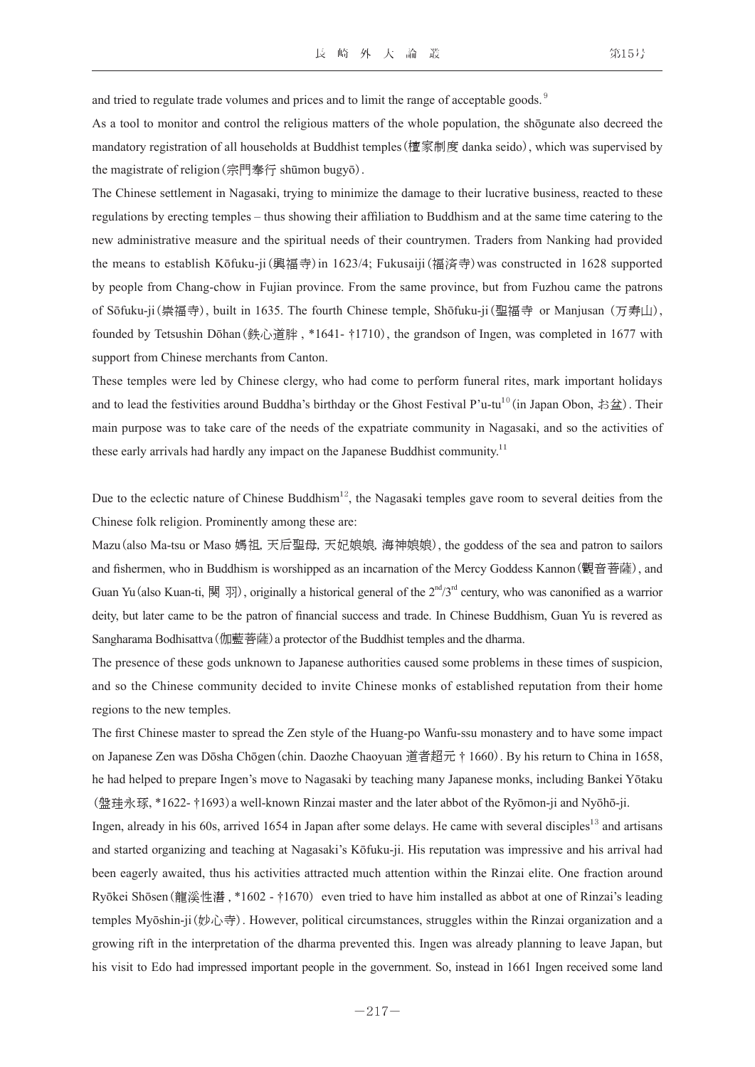and tried to regulate trade volumes and prices and to limit the range of acceptable goods.[9]

As a tool to monitor and control the religious matters of the whole population, the shōgunate also decreed the mandatory registration of all households at Buddhist temples (檀家制度 danka seido), which was supervised by the magistrate of religion (宗門奉行 shūmon bugyō).

The Chinese settlement in Nagasaki, trying to minimize the damage to their lucrative business, reacted to these regulations by erecting temples – thus showing their affiliation to Buddhism and at the same time catering to the new administrative measure and the spiritual needs of their countrymen. Traders from Nanking had provided the means to establish Kōfuku-ji (興福寺) in 1623/4; Fukusaiji (福済寺) was constructed in 1628 supported by people from Chang-chow in Fujian province. From the same province, but from Fuzhou came the patrons of Sōfuku-ji (崇福寺), built in 1635. The fourth Chinese temple, Shōfuku-ji (聖福寺 or Manjusan (万寿山), founded by Tetsushin Dōhan (鉄心道胖, *1641- †1710), the grandson of Ingen, was completed in 1677 with support from Chinese merchants from Canton.

These temples were led by Chinese clergy, who had come to perform funeral rites, mark important holidays and to lead the festivities around Buddha's birthday or the Ghost Festival P'u-tu[10] (in Japan Obon, お盆). Their main purpose was to take care of the needs of the expatriate community in Nagasaki, and so the activities of these early arrivals had hardly any impact on the Japanese Buddhist community.[11]

Due to the eclectic nature of Chinese Buddhism[12], the Nagasaki temples gave room to several deities from the Chinese folk religion. Prominently among these are:

Mazu (also Ma-tsu or Maso 媽祖, 天后聖母, 天妃娘娘, 海神娘娘), the goddess of the sea and patron to sailors and fishermen, who in Buddhism is worshipped as an incarnation of the Mercy Goddess Kannon (観音菩薩), and Guan Yu (also Kuan-ti, 関 羽), originally a historical general of the 2nd/3rd century, who was canonified as a warrior deity, but later came to be the patron of financial success and trade. In Chinese Buddhism, Guan Yu is revered as Sangharama Bodhisattva (伽藍菩薩) a protector of the Buddhist temples and the dharma.

The presence of these gods unknown to Japanese authorities caused some problems in these times of suspicion, and so the Chinese community decided to invite Chinese monks of established reputation from their home regions to the new temples.

The first Chinese master to spread the Zen style of the Huang-po Wanfu-ssu monastery and to have some impact on Japanese Zen was Dōsha Chōgen (chin. Daozhe Chaoyuan 道者超元 † 1660). By his return to China in 1658, he had helped to prepare Ingen's move to Nagasaki by teaching many Japanese monks, including Bankei Yōtaku (盤珪永琢, *1622- †1693) a well-known Rinzai master and the later abbot of the Ryōmon-ji and Nyōhō-ji.

Ingen, already in his 60s, arrived 1654 in Japan after some delays. He came with several disciples[13] and artisans and started organizing and teaching at Nagasaki's Kōfuku-ji. His reputation was impressive and his arrival had been eagerly awaited, thus his activities attracted much attention within the Rinzai elite. One fraction around Ryōkei Shōsen (龍溪性潜, *1602 - †1670) even tried to have him installed as abbot at one of Rinzai's leading temples Myōshin-ji (妙心寺). However, political circumstances, struggles within the Rinzai organization and a growing rift in the interpretation of the dharma prevented this. Ingen was already planning to leave Japan, but his visit to Edo had impressed important people in the government. So, instead in 1661 Ingen received some land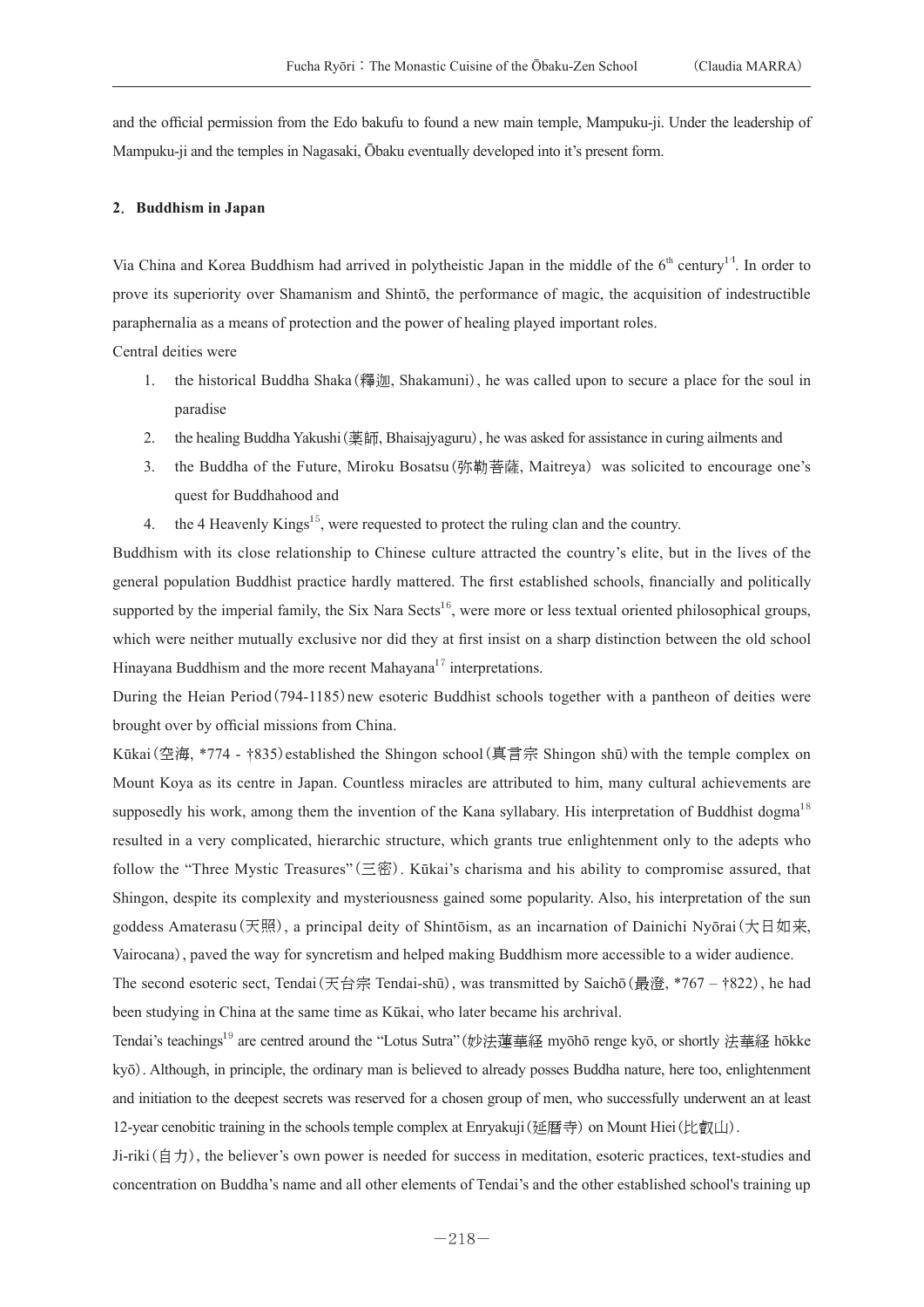and the official permission from the Edo bakufu to found a new main temple, Mampuku-ji. Under the leadership of Mampuku-ji and the temples in Nagasaki, Ōbaku eventually developed into it's present form.

## 2. Buddhism in Japan

Via China and Korea Buddhism had arrived in polytheistic Japan in the middle of the 6th century[14]. In order to prove its superiority over Shamanism and Shintō, the performance of magic, the acquisition of indestructible paraphernalia as a means of protection and the power of healing played important roles.

Central deities were

1. the historical Buddha Shaka (釋迦, Shakamuni), he was called upon to secure a place for the soul in paradise
2. the healing Buddha Yakushi (薬師, Bhaisajyaguru), he was asked for assistance in curing ailments and
3. the Buddha of the Future, Miroku Bosatsu (弥勒菩薩, Maitreya) was solicited to encourage one's quest for Buddhahood and
4. the 4 Heavenly Kings[15], were requested to protect the ruling clan and the country.

Buddhism with its close relationship to Chinese culture attracted the country's elite, but in the lives of the general population Buddhist practice hardly mattered. The first established schools, financially and politically supported by the imperial family, the Six Nara Sects[16], were more or less textual oriented philosophical groups, which were neither mutually exclusive nor did they at first insist on a sharp distinction between the old school Hinayana Buddhism and the more recent Mahayana[17] interpretations.

During the Heian Period (794-1185) new esoteric Buddhist schools together with a pantheon of deities were brought over by official missions from China.

Kūkai (空海, *774 - †835) established the Shingon school (真言宗 Shingon shū) with the temple complex on Mount Koya as its centre in Japan. Countless miracles are attributed to him, many cultural achievements are supposedly his work, among them the invention of the Kana syllabary. His interpretation of Buddhist dogma[18] resulted in a very complicated, hierarchic structure, which grants true enlightenment only to the adepts who follow the "Three Mystic Treasures" (三密). Kūkai's charisma and his ability to compromise assured, that Shingon, despite its complexity and mysteriousness gained some popularity. Also, his interpretation of the sun goddess Amaterasu (天照), a principal deity of Shintōism, as an incarnation of Dainichi Nyōrai (大日如来, Vairocana), paved the way for syncretism and helped making Buddhism more accessible to a wider audience.

The second esoteric sect, Tendai (天台宗 Tendai-shū), was transmitted by Saichō (最澄, *767 – †822), he had been studying in China at the same time as Kūkai, who later became his archrival.

Tendai's teachings[19] are centred around the "Lotus Sutra" (妙法蓮華経 myōhō renge kyō, or shortly 法華経 hōkke kyō). Although, in principle, the ordinary man is believed to already posses Buddha nature, here too, enlightenment and initiation to the deepest secrets was reserved for a chosen group of men, who successfully underwent an at least 12-year cenobitic training in the schools temple complex at Enryakuji (延暦寺) on Mount Hiei (比叡山).

Ji-riki (自力), the believer's own power is needed for success in meditation, esoteric practices, text-studies and concentration on Buddha's name and all other elements of Tendai's and the other established school's training up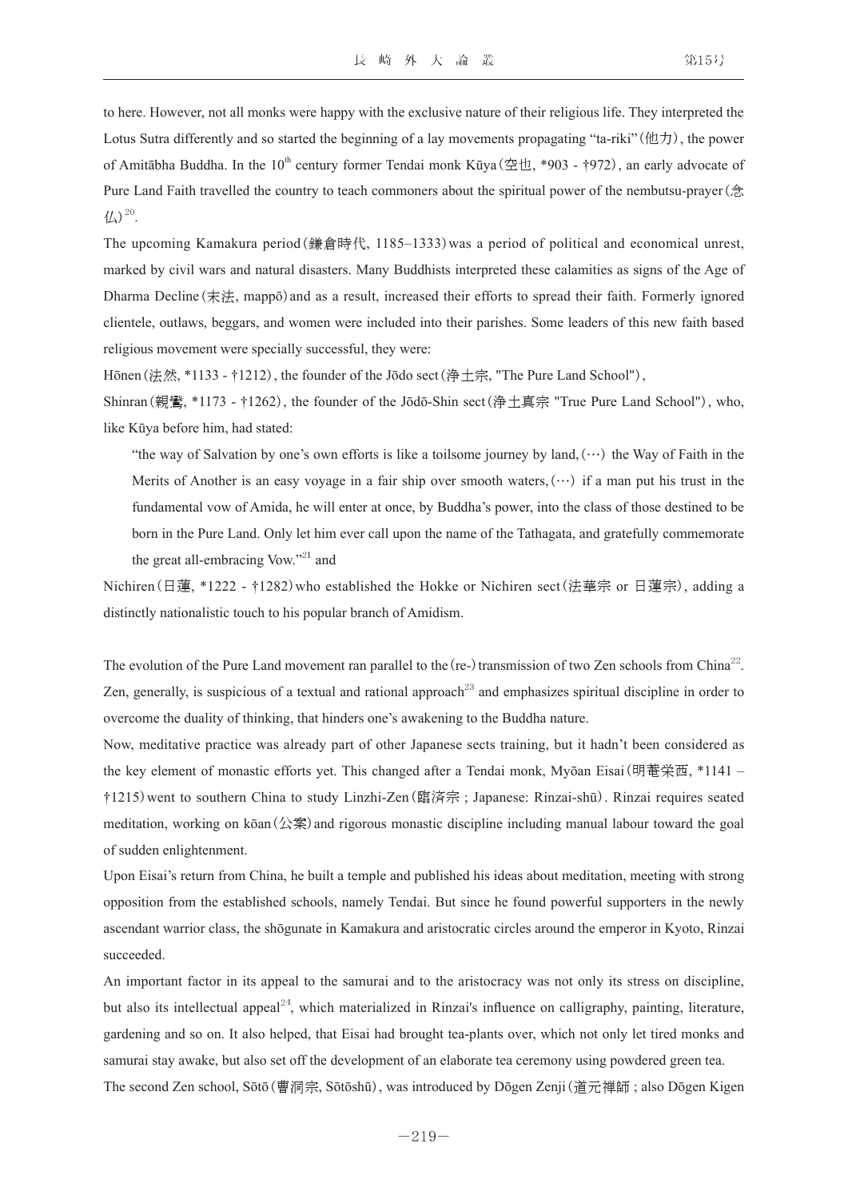to here. However, not all monks were happy with the exclusive nature of their religious life. They interpreted the Lotus Sutra differently and so started the beginning of a lay movements propagating "ta-riki"(他力), the power of Amitābha Buddha. In the 10th century former Tendai monk Kūya(空也, *903 - †972), an early advocate of Pure Land Faith travelled the country to teach commoners about the spiritual power of the nembutsu-prayer(念仏)[20].

The upcoming Kamakura period(鎌倉時代, 1185–1333) was a period of political and economical unrest, marked by civil wars and natural disasters. Many Buddhists interpreted these calamities as signs of the Age of Dharma Decline(末法, mappō) and as a result, increased their efforts to spread their faith. Formerly ignored clientele, outlaws, beggars, and women were included into their parishes. Some leaders of this new faith based religious movement were specially successful, they were:

Hōnen(法然, *1133 - †1212), the founder of the Jōdo sect(浄土宗, "The Pure Land School"),

Shinran(親鸞, *1173 - †1262), the founder of the Jōdō-Shin sect(浄土真宗 "True Pure Land School"), who, like Kūya before him, had stated:

> "the way of Salvation by one's own efforts is like a toilsome journey by land,(…) the Way of Faith in the Merits of Another is an easy voyage in a fair ship over smooth waters,(…) if a man put his trust in the fundamental vow of Amida, he will enter at once, by Buddha's power, into the class of those destined to be born in the Pure Land. Only let him ever call upon the name of the Tathagata, and gratefully commemorate the great all-embracing Vow."[21] and

Nichiren(日蓮, *1222 - †1282) who established the Hokke or Nichiren sect(法華宗 or 日蓮宗), adding a distinctly nationalistic touch to his popular branch of Amidism.

The evolution of the Pure Land movement ran parallel to the (re-) transmission of two Zen schools from China[22]. Zen, generally, is suspicious of a textual and rational approach[23] and emphasizes spiritual discipline in order to overcome the duality of thinking, that hinders one's awakening to the Buddha nature.

Now, meditative practice was already part of other Japanese sects training, but it hadn't been considered as the key element of monastic efforts yet. This changed after a Tendai monk, Myōan Eisai(明菴栄西, *1141 – †1215) went to southern China to study Linzhi-Zen(臨済宗 ; Japanese: Rinzai-shū). Rinzai requires seated meditation, working on kōan(公案) and rigorous monastic discipline including manual labour toward the goal of sudden enlightenment.

Upon Eisai's return from China, he built a temple and published his ideas about meditation, meeting with strong opposition from the established schools, namely Tendai. But since he found powerful supporters in the newly ascendant warrior class, the shōgunate in Kamakura and aristocratic circles around the emperor in Kyoto, Rinzai succeeded.

An important factor in its appeal to the samurai and to the aristocracy was not only its stress on discipline, but also its intellectual appeal[24], which materialized in Rinzai's influence on calligraphy, painting, literature, gardening and so on. It also helped, that Eisai had brought tea-plants over, which not only let tired monks and samurai stay awake, but also set off the development of an elaborate tea ceremony using powdered green tea.

The second Zen school, Sōtō(曹洞宗, Sōtōshū), was introduced by Dōgen Zenji(道元禅師 ; also Dōgen Kigen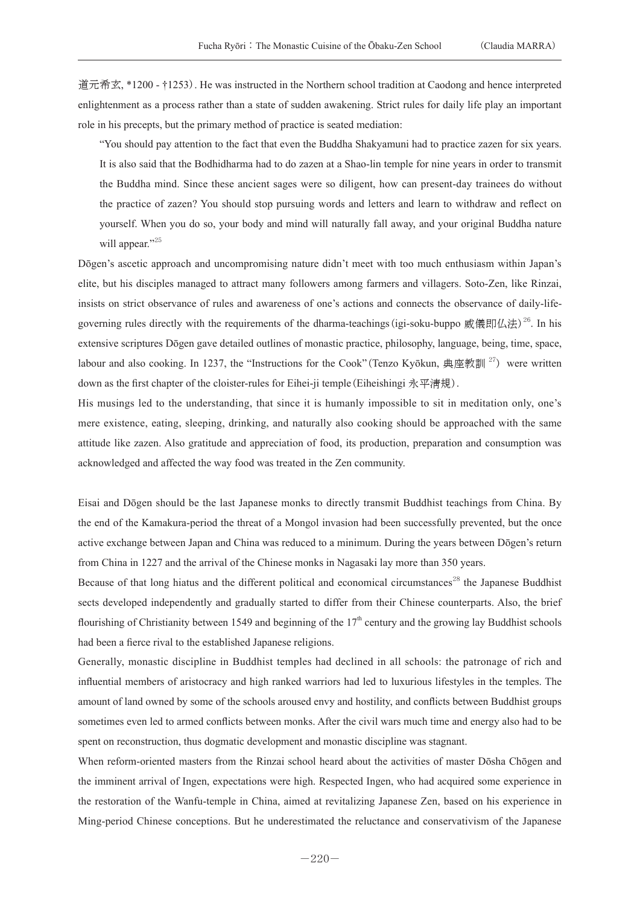道元希玄, *1200 - †1253). He was instructed in the Northern school tradition at Caodong and hence interpreted enlightenment as a process rather than a state of sudden awakening. Strict rules for daily life play an important role in his precepts, but the primary method of practice is seated mediation:

> "You should pay attention to the fact that even the Buddha Shakyamuni had to practice zazen for six years. It is also said that the Bodhidharma had to do zazen at a Shao-lin temple for nine years in order to transmit the Buddha mind. Since these ancient sages were so diligent, how can present-day trainees do without the practice of zazen? You should stop pursuing words and letters and learn to withdraw and reflect on yourself. When you do so, your body and mind will naturally fall away, and your original Buddha nature will appear."[25]

Dōgen's ascetic approach and uncompromising nature didn't meet with too much enthusiasm within Japan's elite, but his disciples managed to attract many followers among farmers and villagers. Soto-Zen, like Rinzai, insists on strict observance of rules and awareness of one's actions and connects the observance of daily-life-governing rules directly with the requirements of the dharma-teachings (igi-soku-buppo 威儀即仏法)[26]. In his extensive scriptures Dōgen gave detailed outlines of monastic practice, philosophy, language, being, time, space, labour and also cooking. In 1237, the "Instructions for the Cook" (Tenzo Kyōkun, 典座教訓[27]) were written down as the first chapter of the cloister-rules for Eihei-ji temple (Eiheishingi 永平清規).

His musings led to the understanding, that since it is humanly impossible to sit in meditation only, one's mere existence, eating, sleeping, drinking, and naturally also cooking should be approached with the same attitude like zazen. Also gratitude and appreciation of food, its production, preparation and consumption was acknowledged and affected the way food was treated in the Zen community.

Eisai and Dōgen should be the last Japanese monks to directly transmit Buddhist teachings from China. By the end of the Kamakura-period the threat of a Mongol invasion had been successfully prevented, but the once active exchange between Japan and China was reduced to a minimum. During the years between Dōgen's return from China in 1227 and the arrival of the Chinese monks in Nagasaki lay more than 350 years.

Because of that long hiatus and the different political and economical circumstances[28] the Japanese Buddhist sects developed independently and gradually started to differ from their Chinese counterparts. Also, the brief flourishing of Christianity between 1549 and beginning of the 17th century and the growing lay Buddhist schools had been a fierce rival to the established Japanese religions.

Generally, monastic discipline in Buddhist temples had declined in all schools: the patronage of rich and influential members of aristocracy and high ranked warriors had led to luxurious lifestyles in the temples. The amount of land owned by some of the schools aroused envy and hostility, and conflicts between Buddhist groups sometimes even led to armed conflicts between monks. After the civil wars much time and energy also had to be spent on reconstruction, thus dogmatic development and monastic discipline was stagnant.

When reform-oriented masters from the Rinzai school heard about the activities of master Dōsha Chōgen and the imminent arrival of Ingen, expectations were high. Respected Ingen, who had acquired some experience in the restoration of the Wanfu-temple in China, aimed at revitalizing Japanese Zen, based on his experience in Ming-period Chinese conceptions. But he underestimated the reluctance and conservativism of the Japanese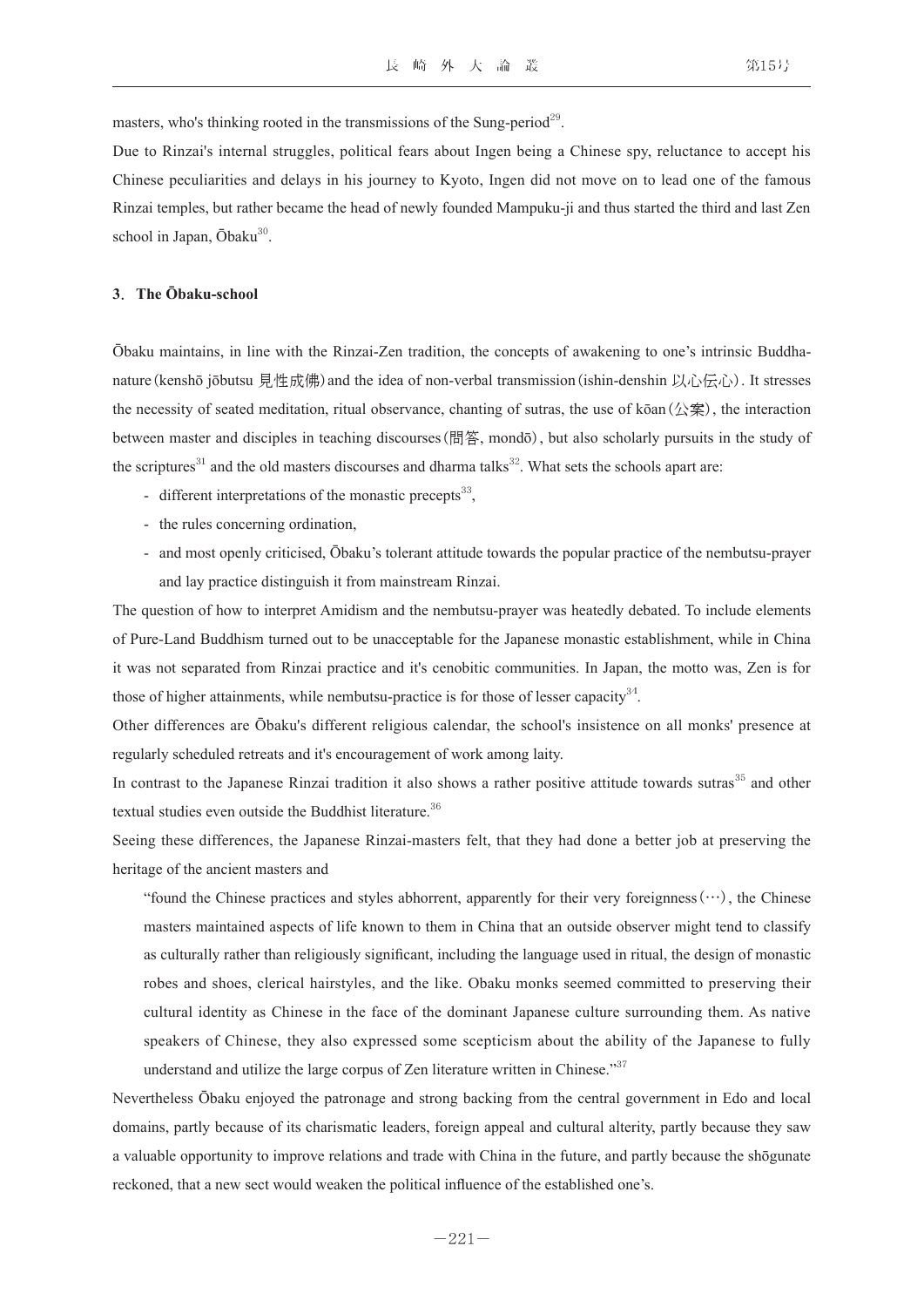masters, who's thinking rooted in the transmissions of the Sung-period[29].

Due to Rinzai's internal struggles, political fears about Ingen being a Chinese spy, reluctance to accept his Chinese peculiarities and delays in his journey to Kyoto, Ingen did not move on to lead one of the famous Rinzai temples, but rather became the head of newly founded Mampuku-ji and thus started the third and last Zen school in Japan, Ōbaku[30].

### 3. The Ōbaku-school

Ōbaku maintains, in line with the Rinzai-Zen tradition, the concepts of awakening to one's intrinsic Buddha-nature (kenshō jōbutsu 見性成佛) and the idea of non-verbal transmission (ishin-denshin 以心伝心). It stresses the necessity of seated meditation, ritual observance, chanting of sutras, the use of kōan (公案), the interaction between master and disciples in teaching discourses (問答, mondō), but also scholarly pursuits in the study of the scriptures[31] and the old masters discourses and dharma talks[32]. What sets the schools apart are:

- different interpretations of the monastic precepts[33],
- the rules concerning ordination,
- and most openly criticised, Ōbaku's tolerant attitude towards the popular practice of the nembutsu-prayer and lay practice distinguish it from mainstream Rinzai.

The question of how to interpret Amidism and the nembutsu-prayer was heatedly debated. To include elements of Pure-Land Buddhism turned out to be unacceptable for the Japanese monastic establishment, while in China it was not separated from Rinzai practice and it's cenobitic communities. In Japan, the motto was, Zen is for those of higher attainments, while nembutsu-practice is for those of lesser capacity[34].

Other differences are Ōbaku's different religious calendar, the school's insistence on all monks' presence at regularly scheduled retreats and it's encouragement of work among laity.

In contrast to the Japanese Rinzai tradition it also shows a rather positive attitude towards sutras[35] and other textual studies even outside the Buddhist literature.[36]

Seeing these differences, the Japanese Rinzai-masters felt, that they had done a better job at preserving the heritage of the ancient masters and

> "found the Chinese practices and styles abhorrent, apparently for their very foreignness (…), the Chinese masters maintained aspects of life known to them in China that an outside observer might tend to classify as culturally rather than religiously significant, including the language used in ritual, the design of monastic robes and shoes, clerical hairstyles, and the like. Obaku monks seemed committed to preserving their cultural identity as Chinese in the face of the dominant Japanese culture surrounding them. As native speakers of Chinese, they also expressed some scepticism about the ability of the Japanese to fully understand and utilize the large corpus of Zen literature written in Chinese."[37]

Nevertheless Ōbaku enjoyed the patronage and strong backing from the central government in Edo and local domains, partly because of its charismatic leaders, foreign appeal and cultural alterity, partly because they saw a valuable opportunity to improve relations and trade with China in the future, and partly because the shōgunate reckoned, that a new sect would weaken the political influence of the established one's.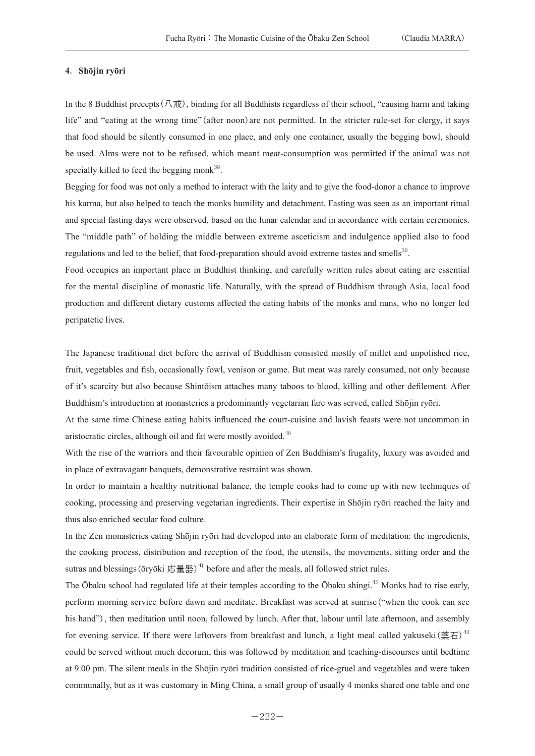## 4. Shōjin ryōri

In the 8 Buddhist precepts (八戒), binding for all Buddhists regardless of their school, "causing harm and taking life" and "eating at the wrong time" (after noon) are not permitted. In the stricter rule-set for clergy, it says that food should be silently consumed in one place, and only one container, usually the begging bowl, should be used. Alms were not to be refused, which meant meat-consumption was permitted if the animal was not specially killed to feed the begging monk[38].

Begging for food was not only a method to interact with the laity and to give the food-donor a chance to improve his karma, but also helped to teach the monks humility and detachment. Fasting was seen as an important ritual and special fasting days were observed, based on the lunar calendar and in accordance with certain ceremonies. The "middle path" of holding the middle between extreme asceticism and indulgence applied also to food regulations and led to the belief, that food-preparation should avoid extreme tastes and smells[39].

Food occupies an important place in Buddhist thinking, and carefully written rules about eating are essential for the mental discipline of monastic life. Naturally, with the spread of Buddhism through Asia, local food production and different dietary customs affected the eating habits of the monks and nuns, who no longer led peripatetic lives.

The Japanese traditional diet before the arrival of Buddhism consisted mostly of millet and unpolished rice, fruit, vegetables and fish, occasionally fowl, venison or game. But meat was rarely consumed, not only because of it's scarcity but also because Shintōism attaches many taboos to blood, killing and other defilement. After Buddhism's introduction at monasteries a predominantly vegetarian fare was served, called Shōjin ryōri.

At the same time Chinese eating habits influenced the court-cuisine and lavish feasts were not uncommon in aristocratic circles, although oil and fat were mostly avoided.[40]

With the rise of the warriors and their favourable opinion of Zen Buddhism's frugality, luxury was avoided and in place of extravagant banquets, demonstrative restraint was shown.

In order to maintain a healthy nutritional balance, the temple cooks had to come up with new techniques of cooking, processing and preserving vegetarian ingredients. Their expertise in Shōjin ryōri reached the laity and thus also enriched secular food culture.

In the Zen monasteries eating Shōjin ryōri had developed into an elaborate form of meditation: the ingredients, the cooking process, distribution and reception of the food, the utensils, the movements, sitting order and the sutras and blessings (ōryōki 応量器)[41] before and after the meals, all followed strict rules.

The Ōbaku school had regulated life at their temples according to the Ōbaku shingi.[42] Monks had to rise early, perform morning service before dawn and meditate. Breakfast was served at sunrise ("when the cook can see his hand"), then meditation until noon, followed by lunch. After that, labour until late afternoon, and assembly for evening service. If there were leftovers from breakfast and lunch, a light meal called yakuseki (薬石)[43] could be served without much decorum, this was followed by meditation and teaching-discourses until bedtime at 9.00 pm. The silent meals in the Shōjin ryōri tradition consisted of rice-gruel and vegetables and were taken communally, but as it was customary in Ming China, a small group of usually 4 monks shared one table and one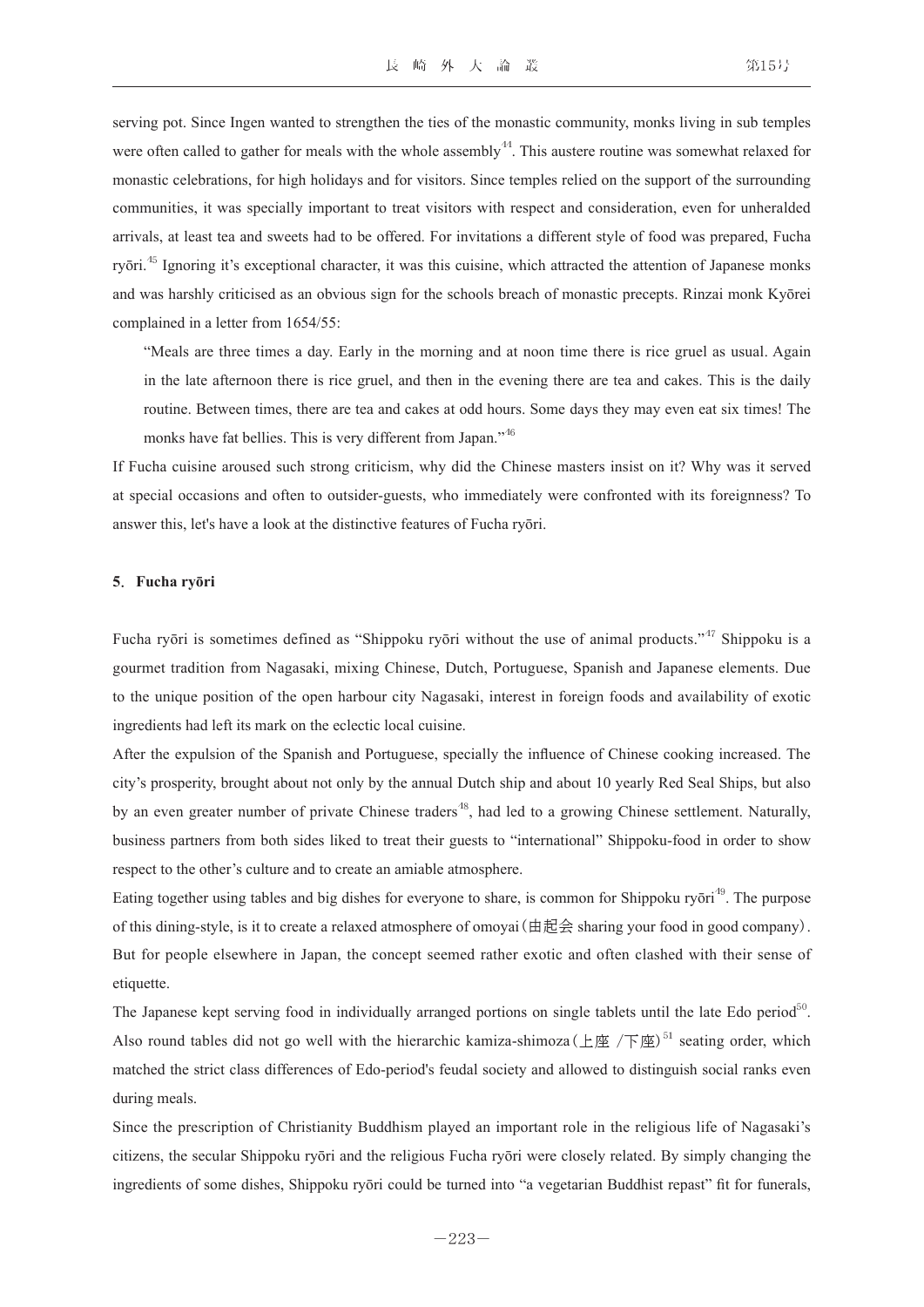serving pot. Since Ingen wanted to strengthen the ties of the monastic community, monks living in sub temples were often called to gather for meals with the whole assembly[44]. This austere routine was somewhat relaxed for monastic celebrations, for high holidays and for visitors. Since temples relied on the support of the surrounding communities, it was specially important to treat visitors with respect and consideration, even for unheralded arrivals, at least tea and sweets had to be offered. For invitations a different style of food was prepared, Fucha ryōri.[45] Ignoring it's exceptional character, it was this cuisine, which attracted the attention of Japanese monks and was harshly criticised as an obvious sign for the schools breach of monastic precepts. Rinzai monk Kyōrei complained in a letter from 1654/55:

> "Meals are three times a day. Early in the morning and at noon time there is rice gruel as usual. Again in the late afternoon there is rice gruel, and then in the evening there are tea and cakes. This is the daily routine. Between times, there are tea and cakes at odd hours. Some days they may even eat six times! The monks have fat bellies. This is very different from Japan."[46]

If Fucha cuisine aroused such strong criticism, why did the Chinese masters insist on it? Why was it served at special occasions and often to outsider-guests, who immediately were confronted with its foreignness? To answer this, let's have a look at the distinctive features of Fucha ryōri.

## 5. Fucha ryōri

Fucha ryōri is sometimes defined as "Shippoku ryōri without the use of animal products."[47] Shippoku is a gourmet tradition from Nagasaki, mixing Chinese, Dutch, Portuguese, Spanish and Japanese elements. Due to the unique position of the open harbour city Nagasaki, interest in foreign foods and availability of exotic ingredients had left its mark on the eclectic local cuisine.

After the expulsion of the Spanish and Portuguese, specially the influence of Chinese cooking increased. The city's prosperity, brought about not only by the annual Dutch ship and about 10 yearly Red Seal Ships, but also by an even greater number of private Chinese traders[48], had led to a growing Chinese settlement. Naturally, business partners from both sides liked to treat their guests to "international" Shippoku-food in order to show respect to the other's culture and to create an amiable atmosphere.

Eating together using tables and big dishes for everyone to share, is common for Shippoku ryōri[49]. The purpose of this dining-style, is it to create a relaxed atmosphere of omoyai(由起会 sharing your food in good company). But for people elsewhere in Japan, the concept seemed rather exotic and often clashed with their sense of etiquette.

The Japanese kept serving food in individually arranged portions on single tablets until the late Edo period[50]. Also round tables did not go well with the hierarchic kamiza-shimoza(上座 /下座)[51] seating order, which matched the strict class differences of Edo-period's feudal society and allowed to distinguish social ranks even during meals.

Since the prescription of Christianity Buddhism played an important role in the religious life of Nagasaki's citizens, the secular Shippoku ryōri and the religious Fucha ryōri were closely related. By simply changing the ingredients of some dishes, Shippoku ryōri could be turned into "a vegetarian Buddhist repast" fit for funerals,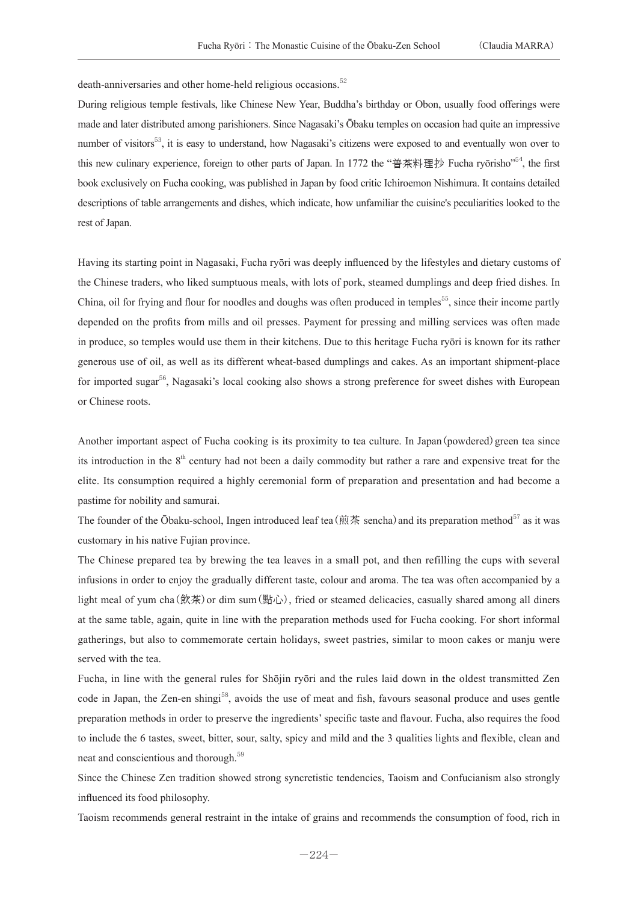death-anniversaries and other home-held religious occasions.[52]

During religious temple festivals, like Chinese New Year, Buddha's birthday or Obon, usually food offerings were made and later distributed among parishioners. Since Nagasaki's Ōbaku temples on occasion had quite an impressive number of visitors[53], it is easy to understand, how Nagasaki's citizens were exposed to and eventually won over to this new culinary experience, foreign to other parts of Japan. In 1772 the "普茶料理抄 Fucha ryōrisho"[54], the first book exclusively on Fucha cooking, was published in Japan by food critic Ichiroemon Nishimura. It contains detailed descriptions of table arrangements and dishes, which indicate, how unfamiliar the cuisine's peculiarities looked to the rest of Japan.

Having its starting point in Nagasaki, Fucha ryōri was deeply influenced by the lifestyles and dietary customs of the Chinese traders, who liked sumptuous meals, with lots of pork, steamed dumplings and deep fried dishes. In China, oil for frying and flour for noodles and doughs was often produced in temples[55], since their income partly depended on the profits from mills and oil presses. Payment for pressing and milling services was often made in produce, so temples would use them in their kitchens. Due to this heritage Fucha ryōri is known for its rather generous use of oil, as well as its different wheat-based dumplings and cakes. As an important shipment-place for imported sugar[56], Nagasaki's local cooking also shows a strong preference for sweet dishes with European or Chinese roots.

Another important aspect of Fucha cooking is its proximity to tea culture. In Japan (powdered) green tea since its introduction in the 8th century had not been a daily commodity but rather a rare and expensive treat for the elite. Its consumption required a highly ceremonial form of preparation and presentation and had become a pastime for nobility and samurai.

The founder of the Ōbaku-school, Ingen introduced leaf tea (煎茶 sencha) and its preparation method[57] as it was customary in his native Fujian province.

The Chinese prepared tea by brewing the tea leaves in a small pot, and then refilling the cups with several infusions in order to enjoy the gradually different taste, colour and aroma. The tea was often accompanied by a light meal of yum cha (飲茶) or dim sum (點心), fried or steamed delicacies, casually shared among all diners at the same table, again, quite in line with the preparation methods used for Fucha cooking. For short informal gatherings, but also to commemorate certain holidays, sweet pastries, similar to moon cakes or manju were served with the tea.

Fucha, in line with the general rules for Shōjin ryōri and the rules laid down in the oldest transmitted Zen code in Japan, the Zen-en shingi[58], avoids the use of meat and fish, favours seasonal produce and uses gentle preparation methods in order to preserve the ingredients' specific taste and flavour. Fucha, also requires the food to include the 6 tastes, sweet, bitter, sour, salty, spicy and mild and the 3 qualities lights and flexible, clean and neat and conscientious and thorough.[59]

Since the Chinese Zen tradition showed strong syncretistic tendencies, Taoism and Confucianism also strongly influenced its food philosophy.

Taoism recommends general restraint in the intake of grains and recommends the consumption of food, rich in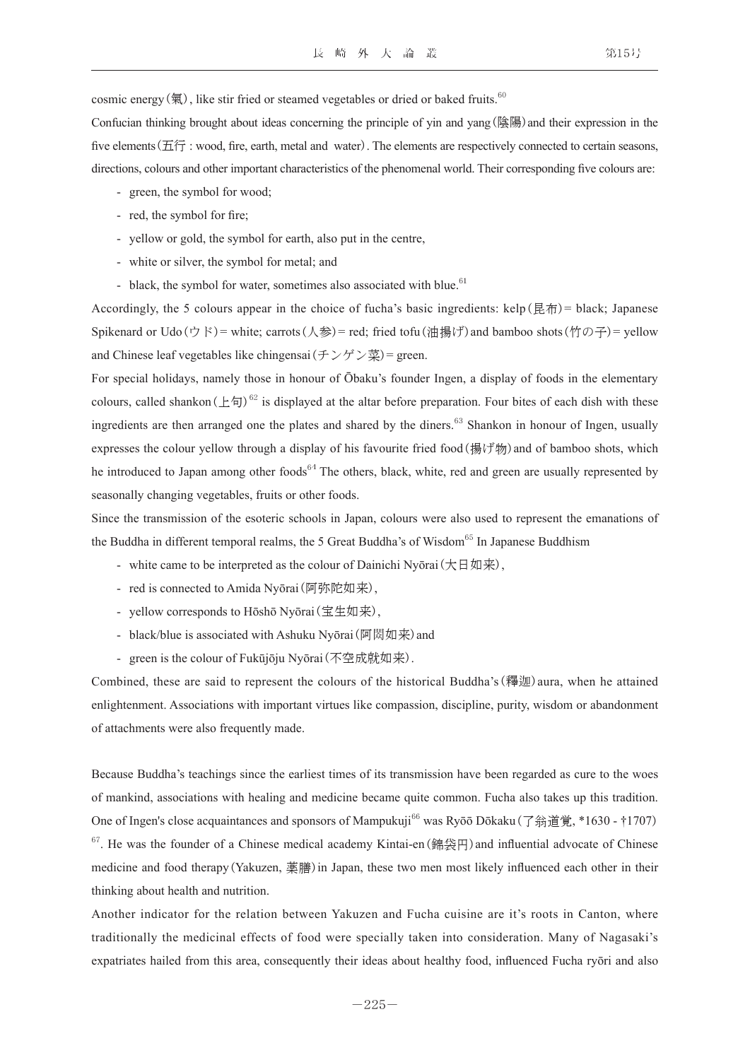cosmic energy (氣), like stir fried or steamed vegetables or dried or baked fruits.[60]

Confucian thinking brought about ideas concerning the principle of yin and yang (陰陽) and their expression in the five elements (五行 : wood, fire, earth, metal and water). The elements are respectively connected to certain seasons, directions, colours and other important characteristics of the phenomenal world. Their corresponding five colours are:

- green, the symbol for wood;
- red, the symbol for fire;
- yellow or gold, the symbol for earth, also put in the centre,
- white or silver, the symbol for metal; and
- black, the symbol for water, sometimes also associated with blue.[61]

Accordingly, the 5 colours appear in the choice of fucha's basic ingredients: kelp (昆布) = black; Japanese Spikenard or Udo (ウド) = white; carrots (人参) = red; fried tofu (油揚げ) and bamboo shots (竹の子) = yellow and Chinese leaf vegetables like chingensai (チンゲン菜) = green.

For special holidays, namely those in honour of Ōbaku's founder Ingen, a display of foods in the elementary colours, called shankon (上旬)[62] is displayed at the altar before preparation. Four bites of each dish with these ingredients are then arranged one the plates and shared by the diners.[63] Shankon in honour of Ingen, usually expresses the colour yellow through a display of his favourite fried food (揚げ物) and of bamboo shots, which he introduced to Japan among other foods[64] The others, black, white, red and green are usually represented by seasonally changing vegetables, fruits or other foods.

Since the transmission of the esoteric schools in Japan, colours were also used to represent the emanations of the Buddha in different temporal realms, the 5 Great Buddha's of Wisdom[65] In Japanese Buddhism

- white came to be interpreted as the colour of Dainichi Nyōrai (大日如来),
- red is connected to Amida Nyōrai (阿弥陀如来),
- yellow corresponds to Hōshō Nyōrai (宝生如来),
- black/blue is associated with Ashuku Nyōrai (阿閦如来) and
- green is the colour of Fukūjōju Nyōrai (不空成就如来).

Combined, these are said to represent the colours of the historical Buddha's (釋迦) aura, when he attained enlightenment. Associations with important virtues like compassion, discipline, purity, wisdom or abandonment of attachments were also frequently made.

Because Buddha's teachings since the earliest times of its transmission have been regarded as cure to the woes of mankind, associations with healing and medicine became quite common. Fucha also takes up this tradition. One of Ingen's close acquaintances and sponsors of Mampukuji[66] was Ryōō Dōkaku (了翁道覚, *1630 - †1707)[67]. He was the founder of a Chinese medical academy Kintai-en (錦袋円) and influential advocate of Chinese medicine and food therapy (Yakuzen, 薬膳) in Japan, these two men most likely influenced each other in their thinking about health and nutrition.

Another indicator for the relation between Yakuzen and Fucha cuisine are it's roots in Canton, where traditionally the medicinal effects of food were specially taken into consideration. Many of Nagasaki's expatriates hailed from this area, consequently their ideas about healthy food, influenced Fucha ryōri and also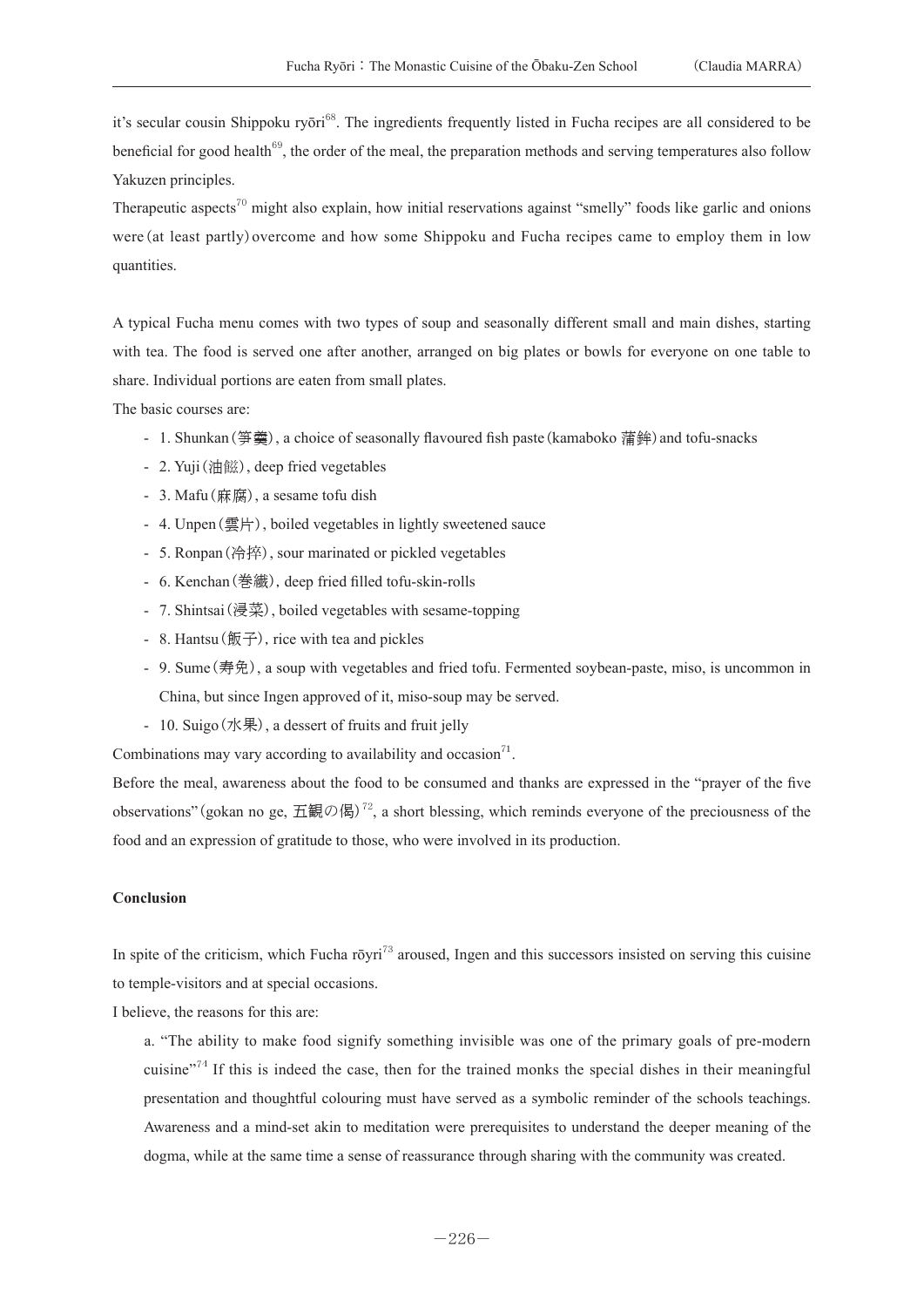it's secular cousin Shippoku ryōri[68]. The ingredients frequently listed in Fucha recipes are all considered to be beneficial for good health[69], the order of the meal, the preparation methods and serving temperatures also follow Yakuzen principles.

Therapeutic aspects[70] might also explain, how initial reservations against "smelly" foods like garlic and onions were (at least partly) overcome and how some Shippoku and Fucha recipes came to employ them in low quantities.

A typical Fucha menu comes with two types of soup and seasonally different small and main dishes, starting with tea. The food is served one after another, arranged on big plates or bowls for everyone on one table to share. Individual portions are eaten from small plates.

The basic courses are:

- 1. Shunkan (笋羹), a choice of seasonally flavoured fish paste (kamaboko 蒲鉾) and tofu-snacks
- 2. Yuji (油餈), deep fried vegetables
- 3. Mafu (麻腐), a sesame tofu dish
- 4. Unpen (雲片), boiled vegetables in lightly sweetened sauce
- 5. Ronpan (冷拵), sour marinated or pickled vegetables
- 6. Kenchan (巻繊), deep fried filled tofu-skin-rolls
- 7. Shintsai (浸菜), boiled vegetables with sesame-topping
- 8. Hantsu (飯子), rice with tea and pickles
- 9. Sume (寿免), a soup with vegetables and fried tofu. Fermented soybean-paste, miso, is uncommon in China, but since Ingen approved of it, miso-soup may be served.
- 10. Suigo (水果), a dessert of fruits and fruit jelly

Combinations may vary according to availability and occasion[71].

Before the meal, awareness about the food to be consumed and thanks are expressed in the "prayer of the five observations" (gokan no ge, 五観の偈)[72], a short blessing, which reminds everyone of the preciousness of the food and an expression of gratitude to those, who were involved in its production.

**Conclusion**

In spite of the criticism, which Fucha rōyri[73] aroused, Ingen and this successors insisted on serving this cuisine to temple-visitors and at special occasions.

I believe, the reasons for this are:

a. "The ability to make food signify something invisible was one of the primary goals of pre-modern cuisine"[74] If this is indeed the case, then for the trained monks the special dishes in their meaningful presentation and thoughtful colouring must have served as a symbolic reminder of the schools teachings. Awareness and a mind-set akin to meditation were prerequisites to understand the deeper meaning of the dogma, while at the same time a sense of reassurance through sharing with the community was created.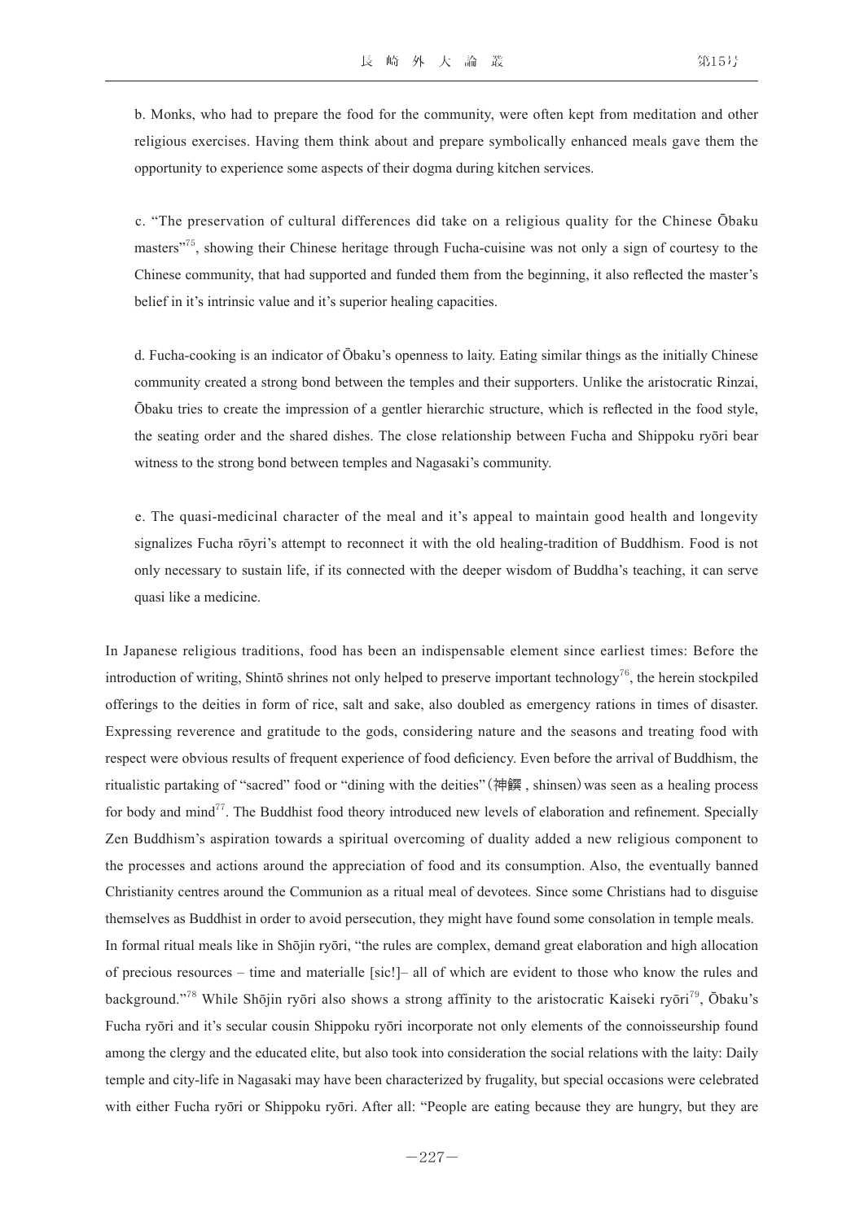b. Monks, who had to prepare the food for the community, were often kept from meditation and other religious exercises. Having them think about and prepare symbolically enhanced meals gave them the opportunity to experience some aspects of their dogma during kitchen services.

c. "The preservation of cultural differences did take on a religious quality for the Chinese Ōbaku masters"[75], showing their Chinese heritage through Fucha-cuisine was not only a sign of courtesy to the Chinese community, that had supported and funded them from the beginning, it also reflected the master's belief in it's intrinsic value and it's superior healing capacities.

d. Fucha-cooking is an indicator of Ōbaku's openness to laity. Eating similar things as the initially Chinese community created a strong bond between the temples and their supporters. Unlike the aristocratic Rinzai, Ōbaku tries to create the impression of a gentler hierarchic structure, which is reflected in the food style, the seating order and the shared dishes. The close relationship between Fucha and Shippoku ryōri bear witness to the strong bond between temples and Nagasaki's community.

e. The quasi-medicinal character of the meal and it's appeal to maintain good health and longevity signalizes Fucha rōyri's attempt to reconnect it with the old healing-tradition of Buddhism. Food is not only necessary to sustain life, if its connected with the deeper wisdom of Buddha's teaching, it can serve quasi like a medicine.

In Japanese religious traditions, food has been an indispensable element since earliest times: Before the introduction of writing, Shintō shrines not only helped to preserve important technology[76], the herein stockpiled offerings to the deities in form of rice, salt and sake, also doubled as emergency rations in times of disaster. Expressing reverence and gratitude to the gods, considering nature and the seasons and treating food with respect were obvious results of frequent experience of food deficiency. Even before the arrival of Buddhism, the ritualistic partaking of "sacred" food or "dining with the deities"（神饌 , shinsen）was seen as a healing process for body and mind[77]. The Buddhist food theory introduced new levels of elaboration and refinement. Specially Zen Buddhism's aspiration towards a spiritual overcoming of duality added a new religious component to the processes and actions around the appreciation of food and its consumption. Also, the eventually banned Christianity centres around the Communion as a ritual meal of devotees. Since some Christians had to disguise themselves as Buddhist in order to avoid persecution, they might have found some consolation in temple meals.
In formal ritual meals like in Shōjin ryōri, "the rules are complex, demand great elaboration and high allocation of precious resources – time and materialle [sic!]– all of which are evident to those who know the rules and background."[78] While Shōjin ryōri also shows a strong affinity to the aristocratic Kaiseki ryōri[79], Ōbaku's Fucha ryōri and it's secular cousin Shippoku ryōri incorporate not only elements of the connoisseurship found among the clergy and the educated elite, but also took into consideration the social relations with the laity: Daily temple and city-life in Nagasaki may have been characterized by frugality, but special occasions were celebrated with either Fucha ryōri or Shippoku ryōri. After all: "People are eating because they are hungry, but they are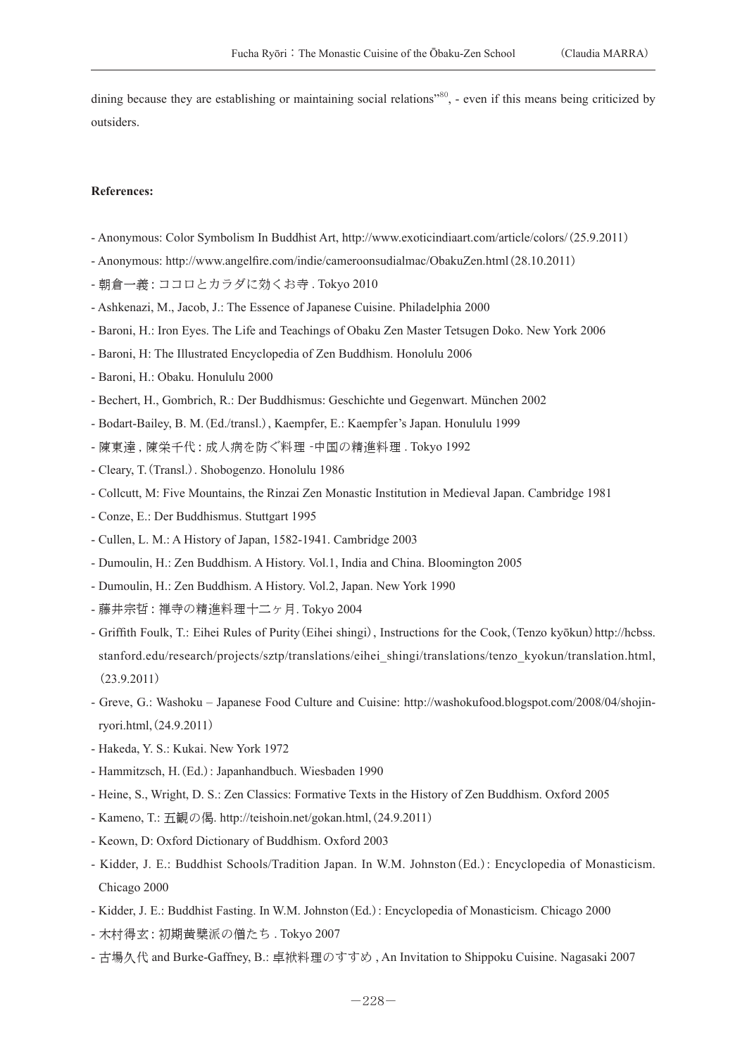dining because they are establishing or maintaining social relations"[80], - even if this means being criticized by outsiders.

**References:**

- Anonymous: Color Symbolism In Buddhist Art, http://www.exoticindiaart.com/article/colors/ (25.9.2011)
- Anonymous: http://www.angelfire.com/indie/cameroonsudialmac/ObakuZen.html (28.10.2011)
- 朝倉一義 : ココロとカラダに効くお寺 . Tokyo 2010
- Ashkenazi, M., Jacob, J.: The Essence of Japanese Cuisine. Philadelphia 2000
- Baroni, H.: Iron Eyes. The Life and Teachings of Obaku Zen Master Tetsugen Doko. New York 2006
- Baroni, H: The Illustrated Encyclopedia of Zen Buddhism. Honolulu 2006
- Baroni, H.: Obaku. Honululu 2000
- Bechert, H., Gombrich, R.: Der Buddhismus: Geschichte und Gegenwart. München 2002
- Bodart-Bailey, B. M. (Ed./transl.), Kaempfer, E.: Kaempfer's Japan. Honululu 1999
- 陳東達 , 陳栄千代 : 成人病を防ぐ料理 -中国の精進料理 . Tokyo 1992
- Cleary, T. (Transl.). Shobogenzo. Honolulu 1986
- Collcutt, M: Five Mountains, the Rinzai Zen Monastic Institution in Medieval Japan. Cambridge 1981
- Conze, E.: Der Buddhismus. Stuttgart 1995
- Cullen, L. M.: A History of Japan, 1582-1941. Cambridge 2003
- Dumoulin, H.: Zen Buddhism. A History. Vol.1, India and China. Bloomington 2005
- Dumoulin, H.: Zen Buddhism. A History. Vol.2, Japan. New York 1990
- 藤井宗哲 : 禅寺の精進料理十二ヶ月. Tokyo 2004
- Griffith Foulk, T.: Eihei Rules of Purity (Eihei shingi), Instructions for the Cook, (Tenzo kyōkun) http://hcbss.stanford.edu/research/projects/sztp/translations/eihei_shingi/translations/tenzo_kyokun/translation.html, (23.9.2011)
- Greve, G.: Washoku – Japanese Food Culture and Cuisine: http://washokufood.blogspot.com/2008/04/shojin-ryori.html, (24.9.2011)
- Hakeda, Y. S.: Kukai. New York 1972
- Hammitzsch, H. (Ed.): Japanhandbuch. Wiesbaden 1990
- Heine, S., Wright, D. S.: Zen Classics: Formative Texts in the History of Zen Buddhism. Oxford 2005
- Kameno, T.: 五観の偈. http://teishoin.net/gokan.html, (24.9.2011)
- Keown, D: Oxford Dictionary of Buddhism. Oxford 2003
- Kidder, J. E.: Buddhist Schools/Tradition Japan. In W.M. Johnston (Ed.): Encyclopedia of Monasticism. Chicago 2000
- Kidder, J. E.: Buddhist Fasting. In W.M. Johnston (Ed.): Encyclopedia of Monasticism. Chicago 2000
- 木村得玄 : 初期黄檗派の僧たち . Tokyo 2007
- 古場久代 and Burke-Gaffney, B.: 卓袱料理のすすめ , An Invitation to Shippoku Cuisine. Nagasaki 2007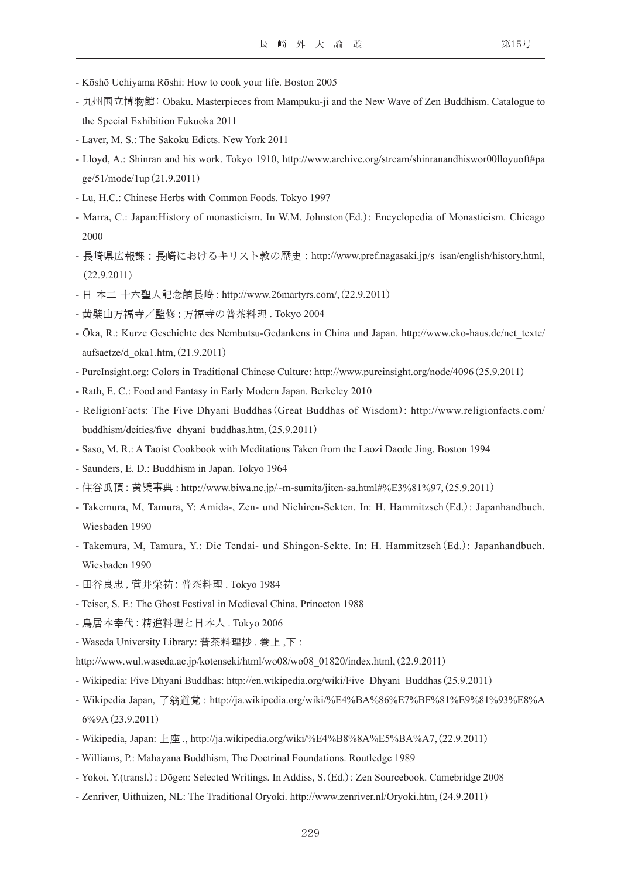- Kōshō Uchiyama Rōshi: How to cook your life. Boston 2005
- 九州国立博物館: Obaku. Masterpieces from Mampuku-ji and the New Wave of Zen Buddhism. Catalogue to the Special Exhibition Fukuoka 2011
- Laver, M. S.: The Sakoku Edicts. New York 2011
- Lloyd, A.: Shinran and his work. Tokyo 1910, http://www.archive.org/stream/shinranandhiswor00lloyuoft#page/51/mode/1up (21.9.2011)
- Lu, H.C.: Chinese Herbs with Common Foods. Tokyo 1997
- Marra, C.: Japan:History of monasticism. In W.M. Johnston (Ed.): Encyclopedia of Monasticism. Chicago 2000
- 長崎県広報課：長崎におけるキリスト教の歴史：http://www.pref.nagasaki.jp/s_isan/english/history.html, (22.9.2011)
- 日 本二 十六聖人記念館長崎 : http://www.26martyrs.com/, (22.9.2011)
- 黄檗山万福寺／監修 : 万福寺の普茶料理 . Tokyo 2004
- Ōka, R.: Kurze Geschichte des Nembutsu-Gedankens in China und Japan. http://www.eko-haus.de/net_texte/aufsaetze/d_oka1.htm, (21.9.2011)
- PureInsight.org: Colors in Traditional Chinese Culture: http://www.pureinsight.org/node/4096 (25.9.2011)
- Rath, E. C.: Food and Fantasy in Early Modern Japan. Berkeley 2010
- ReligionFacts: The Five Dhyani Buddhas (Great Buddhas of Wisdom): http://www.religionfacts.com/buddhism/deities/five_dhyani_buddhas.htm, (25.9.2011)
- Saso, M. R.: A Taoist Cookbook with Meditations Taken from the Laozi Daode Jing. Boston 1994
- Saunders, E. D.: Buddhism in Japan. Tokyo 1964
- 住谷瓜頂 : 黄檗事典 : http://www.biwa.ne.jp/~m-sumita/jiten-sa.html#%E3%81%97, (25.9.2011)
- Takemura, M, Tamura, Y: Amida-, Zen- und Nichiren-Sekten. In: H. Hammitzsch (Ed.): Japanhandbuch. Wiesbaden 1990
- Takemura, M, Tamura, Y.: Die Tendai- und Shingon-Sekte. In: H. Hammitzsch (Ed.): Japanhandbuch. Wiesbaden 1990
- 田谷良忠 , 菅井栄祐 : 普茶料理 . Tokyo 1984
- Teiser, S. F.: The Ghost Festival in Medieval China. Princeton 1988
- 鳥居本幸代 : 精進料理と日本人 . Tokyo 2006
- Waseda University Library: 普茶料理抄 . 巻上 ,下 :
http://www.wul.waseda.ac.jp/kotenseki/html/wo08/wo08_01820/index.html, (22.9.2011)
- Wikipedia: Five Dhyani Buddhas: http://en.wikipedia.org/wiki/Five_Dhyani_Buddhas (25.9.2011)
- Wikipedia Japan, 了翁道覚：http://ja.wikipedia.org/wiki/%E4%BA%86%E7%BF%81%E9%81%93%E8%A6%9A (23.9.2011)
- Wikipedia, Japan: 上座 ., http://ja.wikipedia.org/wiki/%E4%B8%8A%E5%BA%A7, (22.9.2011)
- Williams, P.: Mahayana Buddhism, The Doctrinal Foundations. Routledge 1989
- Yokoi, Y.(transl.) : Dōgen: Selected Writings. In Addiss, S. (Ed.) : Zen Sourcebook. Camebridge 2008
- Zenriver, Uithuizen, NL: The Traditional Oryoki. http://www.zenriver.nl/Oryoki.htm, (24.9.2011)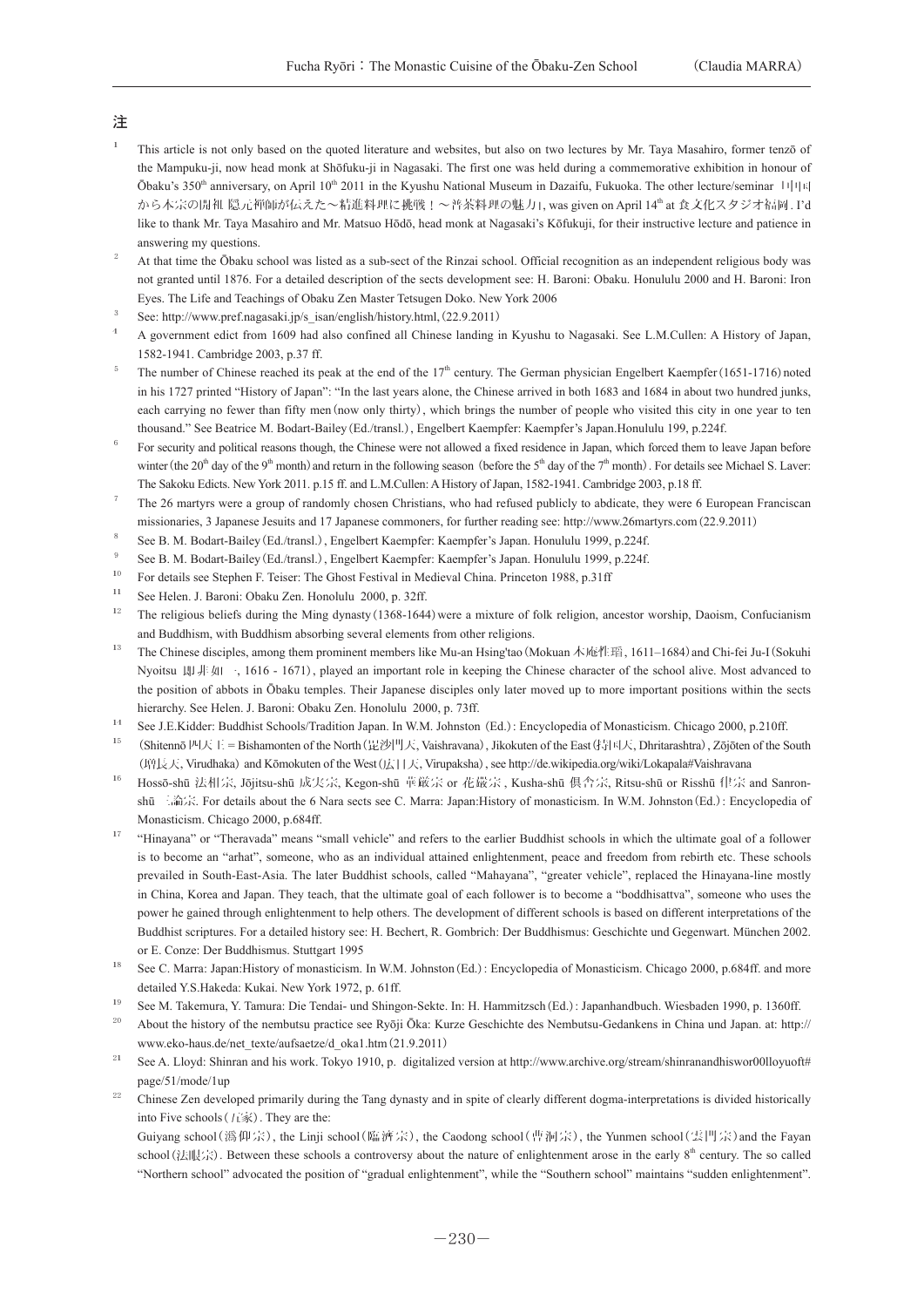## 注

1 This article is not only based on the quoted literature and websites, but also on two lectures by Mr. Taya Masahiro, former tenzō of the Mampuku-ji, now head monk at Shōfuku-ji in Nagasaki. The first one was held during a commemorative exhibition in honour of Ōbaku's 350th anniversary, on April 10th 2011 in the Kyushu National Museum in Dazaifu, Fukuoka. The other lecture/seminar 「中国から本宗の開祖 隠元禅師が伝えた～精進料理に挑戦！～普茶料理の魅力」, was given on April 14th at 食文化スタジオ福岡. I'd like to thank Mr. Taya Masahiro and Mr. Matsuo Hōdō, head monk at Nagasaki's Kōfukuji, for their instructive lecture and patience in answering my questions.

2 At that time the Ōbaku school was listed as a sub-sect of the Rinzai school. Official recognition as an independent religious body was not granted until 1876. For a detailed description of the sects development see: H. Baroni: Obaku. Honolulu 2000 and H. Baroni: Iron Eyes. The Life and Teachings of Obaku Zen Master Tetsugen Doko. New York 2006

3 See: http://www.pref.nagasaki.jp/s_isan/english/history.html,（22.9.2011）

4 A government edict from 1609 had also confined all Chinese landing in Kyushu to Nagasaki. See L.M.Cullen: A History of Japan, 1582-1941. Cambridge 2003, p.37 ff.

5 The number of Chinese reached its peak at the end of the 17th century. The German physician Engelbert Kaempfer（1651-1716）noted in his 1727 printed "History of Japan": "In the last years alone, the Chinese arrived in both 1683 and 1684 in about two hundred junks, each carrying no fewer than fifty men（now only thirty）, which brings the number of people who visited this city in one year to ten thousand." See Beatrice M. Bodart-Bailey（Ed./transl.）, Engelbert Kaempfer: Kaempfer's Japan.Honolulu 199, p.224f.

6 For security and political reasons though, the Chinese were not allowed a fixed residence in Japan, which forced them to leave Japan before winter（the 20th day of the 9th month）and return in the following season（before the 5th day of the 7th month）. For details see Michael S. Laver: The Sakoku Edicts. New York 2011. p.15 ff. and L.M.Cullen: A History of Japan, 1582-1941. Cambridge 2003, p.18 ff.

7 The 26 martyrs were a group of randomly chosen Christians, who had refused publicly to abdicate, they were 6 European Franciscan missionaries, 3 Japanese Jesuits and 17 Japanese commoners, for further reading see: http://www.26martyrs.com（22.9.2011）

8 See B. M. Bodart-Bailey（Ed./transl.）, Engelbert Kaempfer: Kaempfer's Japan. Honululu 1999, p.224f.

9 See B. M. Bodart-Bailey（Ed./transl.）, Engelbert Kaempfer: Kaempfer's Japan. Honululu 1999, p.224f.

10 For details see Stephen F. Teiser: The Ghost Festival in Medieval China. Princeton 1988, p.31ff

11 See Helen. J. Baroni: Obaku Zen. Honolulu 2000, p. 32ff.

12 The religious beliefs during the Ming dynasty（1368-1644）were a mixture of folk religion, ancestor worship, Daoism, Confucianism and Buddhism, with Buddhism absorbing several elements from other religions.

13 The Chinese disciples, among them prominent members like Mu-an Hsing'tao（Mokuan 木庵性瑫, 1611–1684）and Chi-fei Ju-I（Sokuhi Nyoitsu 即非如一, 1616 - 1671）, played an important role in keeping the Chinese character of the school alive. Most advanced to the position of abbots in Ōbaku temples. Their Japanese disciples only later moved up to more important positions within the sects hierarchy. See Helen. J. Baroni: Obaku Zen. Honolulu 2000, p. 73ff.

14 See J.E.Kidder: Buddhist Schools/Tradition Japan. In W.M. Johnston（Ed.）: Encyclopedia of Monasticism. Chicago 2000, p.210ff.

15 （Shitennō 四天王 = Bishamonten of the North（毘沙門天, Vaishravana）, Jikokuten of the East（持国天, Dhritarashtra）, Zōjōten of the South（増長天, Virudhaka）and Kōmokuten of the West（広目天, Virupaksha）, see http://de.wikipedia.org/wiki/Lokapala#Vaishravana

16 Hossō-shū 法相宗, Jōjitsu-shū 成実宗, Kegon-shū 華厳宗 or 花厳宗, Kusha-shū 倶舎宗, Ritsu-shū or Risshū 律宗 and Sanron-shū 三論宗. For details about the 6 Nara sects see C. Marra: Japan:History of monasticism. In W.M. Johnston（Ed.）: Encyclopedia of Monasticism. Chicago 2000, p.684ff.

17 "Hinayana" or "Theravada" means "small vehicle" and refers to the earlier Buddhist schools in which the ultimate goal of a follower is to become an "arhat", someone, who as an individual attained enlightenment, peace and freedom from rebirth etc. These schools prevailed in South-East-Asia. The later Buddhist schools, called "Mahayana", "greater vehicle", replaced the Hinayana-line mostly in China, Korea and Japan. They teach, that the ultimate goal of each follower is to become a "boddhisattva", someone who uses the power he gained through enlightenment to help others. The development of different schools is based on different interpretations of the Buddhist scriptures. For a detailed history see: H. Bechert, R. Gombrich: Der Buddhismus: Geschichte und Gegenwart. München 2002. or E. Conze: Der Buddhismus. Stuttgart 1995

18 See C. Marra: Japan:History of monasticism. In W.M. Johnston（Ed.）: Encyclopedia of Monasticism. Chicago 2000, p.684ff. and more detailed Y.S.Hakeda: Kukai. New York 1972, p. 61ff.

19 See M. Takemura, Y. Tamura: Die Tendai- und Shingon-Sekte. In: H. Hammitzsch（Ed.）: Japanhandbuch. Wiesbaden 1990, p. 1360ff.

20 About the history of the nembutsu practice see Ryōji Ōka: Kurze Geschichte des Nembutsu-Gedankens in China und Japan. at: http://www.eko-haus.de/net_texte/aufsaetze/d_oka1.htm（21.9.2011）

21 See A. Lloyd: Shinran and his work. Tokyo 1910, p. digitalized version at http://www.archive.org/stream/shinranandhiswor00lloyuoft#page/51/mode/1up

22 Chinese Zen developed primarily during the Tang dynasty and in spite of clearly different dogma-interpretations is divided historically into Five schools（五家）. They are the:
Guiyang school（潙仰宗）, the Linji school（臨済宗）, the Caodong school（曹洞宗）, the Yunmen school（雲門宗）and the Fayan school（法眼宗）. Between these schools a controversy about the nature of enlightenment arose in the early 8th century. The so called "Northern school" advocated the position of "gradual enlightenment", while the "Southern school" maintains "sudden enlightenment".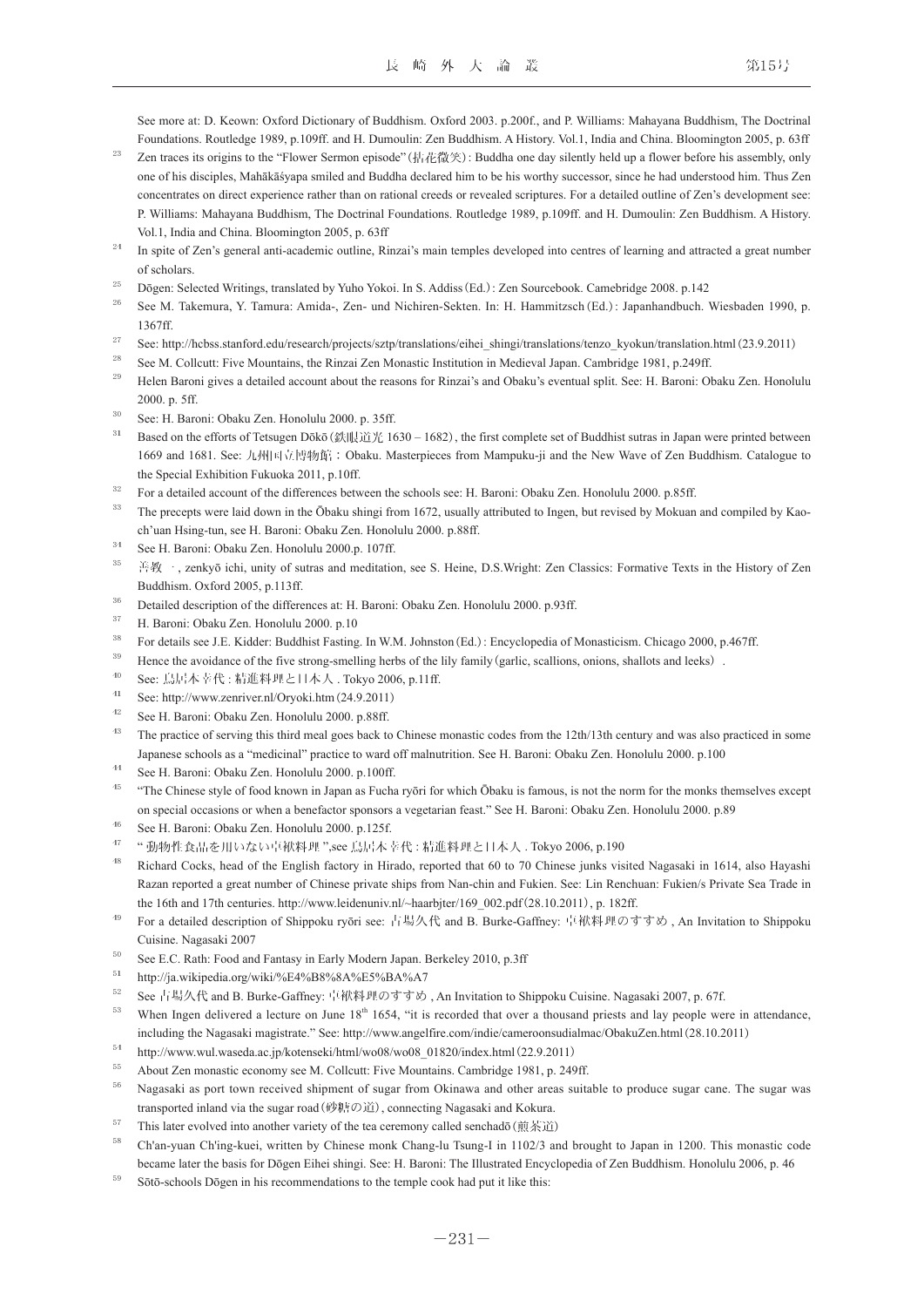See more at: D. Keown: Oxford Dictionary of Buddhism. Oxford 2003. p.200f., and P. Williams: Mahayana Buddhism, The Doctrinal Foundations. Routledge 1989, p.109ff. and H. Dumoulin: Zen Buddhism. A History. Vol.1, India and China. Bloomington 2005, p. 63ff

23 Zen traces its origins to the "Flower Sermon episode"(拈花微笑): Buddha one day silently held up a flower before his assembly, only one of his disciples, Mahākāśyapa smiled and Buddha declared him to be his worthy successor, since he had understood him. Thus Zen concentrates on direct experience rather than on rational creeds or revealed scriptures. For a detailed outline of Zen's development see: P. Williams: Mahayana Buddhism, The Doctrinal Foundations. Routledge 1989, p.109ff. and H. Dumoulin: Zen Buddhism. A History. Vol.1, India and China. Bloomington 2005, p. 63ff

24 In spite of Zen's general anti-academic outline, Rinzai's main temples developed into centres of learning and attracted a great number of scholars.

25 Dōgen: Selected Writings, translated by Yuho Yokoi. In S. Addiss(Ed.): Zen Sourcebook. Camebridge 2008. p.142

26 See M. Takemura, Y. Tamura: Amida-, Zen- und Nichiren-Sekten. In: H. Hammitzsch(Ed.): Japanhandbuch. Wiesbaden 1990, p. 1367ff.

27 See: http://hcbss.stanford.edu/research/projects/sztp/translations/eihei_shingi/translations/tenzo_kyokun/translation.html(23.9.2011)

28 See M. Collcutt: Five Mountains, the Rinzai Zen Monastic Institution in Medieval Japan. Cambridge 1981, p.249ff.

29 Helen Baroni gives a detailed account about the reasons for Rinzai's and Obaku's eventual split. See: H. Baroni: Obaku Zen. Honolulu 2000. p. 5ff.

30 See: H. Baroni: Obaku Zen. Honolulu 2000. p. 35ff.

31 Based on the efforts of Tetsugen Dōkō(鉄眼道光 1630 – 1682), the first complete set of Buddhist sutras in Japan were printed between 1669 and 1681. See: 九州国立博物館: Obaku. Masterpieces from Mampuku-ji and the New Wave of Zen Buddhism. Catalogue to the Special Exhibition Fukuoka 2011, p.10ff.

32 For a detailed account of the differences between the schools see: H. Baroni: Obaku Zen. Honolulu 2000. p.85ff.

33 The precepts were laid down in the Ōbaku shingi from 1672, usually attributed to Ingen, but revised by Mokuan and compiled by Kao-ch'uan Hsing-tun, see H. Baroni: Obaku Zen. Honolulu 2000. p.88ff.

34 See H. Baroni: Obaku Zen. Honolulu 2000.p. 107ff.

35 善教一, zenkyō ichi, unity of sutras and meditation, see S. Heine, D.S.Wright: Zen Classics: Formative Texts in the History of Zen Buddhism. Oxford 2005, p.113ff.

36 Detailed description of the differences at: H. Baroni: Obaku Zen. Honolulu 2000. p.93ff.

37 H. Baroni: Obaku Zen. Honolulu 2000. p.10

38 For details see J.E. Kidder: Buddhist Fasting. In W.M. Johnston(Ed.): Encyclopedia of Monasticism. Chicago 2000, p.467ff.

39 Hence the avoidance of the five strong-smelling herbs of the lily family(garlic, scallions, onions, shallots and leeks).

40 See: 鳥居本幸代: 精進料理と日本人. Tokyo 2006, p.11ff.

41 See: http://www.zenriver.nl/Oryoki.htm(24.9.2011)

42 See H. Baroni: Obaku Zen. Honolulu 2000. p.88ff.

43 The practice of serving this third meal goes back to Chinese monastic codes from the 12th/13th century and was also practiced in some Japanese schools as a "medicinal" practice to ward off malnutrition. See H. Baroni: Obaku Zen. Honolulu 2000. p.100

44 See H. Baroni: Obaku Zen. Honolulu 2000. p.100ff.

45 "The Chinese style of food known in Japan as Fucha ryōri for which Ōbaku is famous, is not the norm for the monks themselves except on special occasions or when a benefactor sponsors a vegetarian feast." See H. Baroni: Obaku Zen. Honolulu 2000. p.89

46 See H. Baroni: Obaku Zen. Honolulu 2000. p.125f.

47 "動物性食品を用いない卓袱料理",see 鳥居本幸代: 精進料理と日本人. Tokyo 2006, p.190

48 Richard Cocks, head of the English factory in Hirado, reported that 60 to 70 Chinese junks visited Nagasaki in 1614, also Hayashi Razan reported a great number of Chinese private ships from Nan-chin and Fukien. See: Lin Renchuan: Fukien/s Private Sea Trade in the 16th and 17th centuries. http://www.leidenuniv.nl/~haarbjter/169_002.pdf(28.10.2011), p. 182ff.

49 For a detailed description of Shippoku ryōri see: 吉場久代 and B. Burke-Gaffney: 卓袱料理のすすめ, An Invitation to Shippoku Cuisine. Nagasaki 2007

50 See E.C. Rath: Food and Fantasy in Early Modern Japan. Berkeley 2010, p.3ff

51 http://ja.wikipedia.org/wiki/%E4%B8%8A%E5%BA%A7

52 See 吉場久代 and B. Burke-Gaffney: 卓袱料理のすすめ, An Invitation to Shippoku Cuisine. Nagasaki 2007, p. 67f.

53 When Ingen delivered a lecture on June 18th 1654, "it is recorded that over a thousand priests and lay people were in attendance, including the Nagasaki magistrate." See: http://www.angelfire.com/indie/cameroonsudialmac/ObakuZen.html(28.10.2011)

54 http://www.wul.waseda.ac.jp/kotenseki/html/wo08/wo08_01820/index.html(22.9.2011)

55 About Zen monastic economy see M. Collcutt: Five Mountains. Cambridge 1981, p. 249ff.

56 Nagasaki as port town received shipment of sugar from Okinawa and other areas suitable to produce sugar cane. The sugar was transported inland via the sugar road(砂糖の道), connecting Nagasaki and Kokura.

57 This later evolved into another variety of the tea ceremony called senchadō(煎茶道)

58 Ch'an-yuan Ch'ing-kuei, written by Chinese monk Chang-lu Tsung-I in 1102/3 and brought to Japan in 1200. This monastic code became later the basis for Dōgen Eihei shingi. See: H. Baroni: The Illustrated Encyclopedia of Zen Buddhism. Honolulu 2006, p. 46

59 Sōtō-schools Dōgen in his recommendations to the temple cook had put it like this: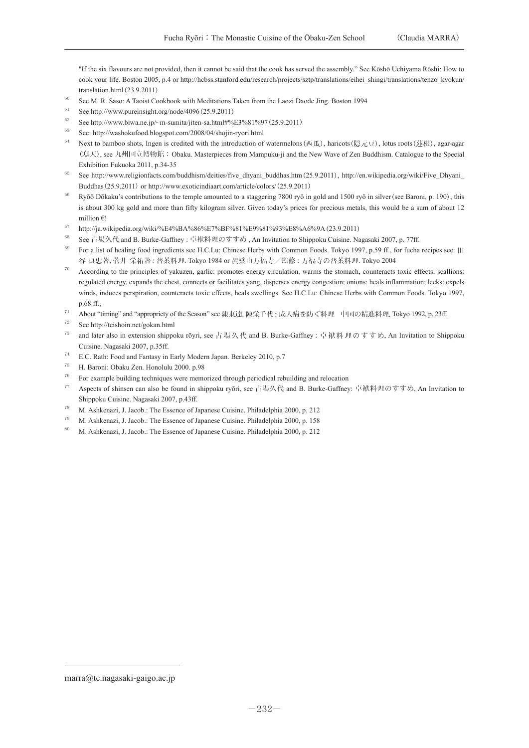"If the six flavours are not provided, then it cannot be said that the cook has served the assembly." See Kōshō Uchiyama Rōshi: How to cook your life. Boston 2005, p.4 or http://hcbss.stanford.edu/research/projects/sztp/translations/eihei_shingi/translations/tenzo_kyokun/translation.html (23.9.2011)

[60] See M. R. Saso: A Taoist Cookbook with Meditations Taken from the Laozi Daode Jing. Boston 1994

[61] See http://www.pureinsight.org/node/4096 (25.9.2011)

[62] See http://www.biwa.ne.jp/~m-sumita/jiten-sa.html#%E3%81%97 (25.9.2011)

[63] See: http://washokufood.blogspot.com/2008/04/shojin-ryori.html

[64] Next to bamboo shots, Ingen is credited with the introduction of watermelons (西瓜), haricots (隠元豆), lotus roots (蓮根), agar-agar (寒天), see 九州国立博物館：Obaku. Masterpieces from Mampuku-ji and the New Wave of Zen Buddhism. Catalogue to the Special Exhibition Fukuoka 2011, p.34-35

[65] See http://www.religionfacts.com/buddhism/deities/five_dhyani_buddhas.htm (25.9.2011), http://en.wikipedia.org/wiki/Five_Dhyani_Buddhas (25.9.2011) or http://www.exoticindiaart.com/article/colors/ (25.9.2011)

[66] Ryōō Dōkaku's contributions to the temple amounted to a staggering 7800 ryō in gold and 1500 ryō in silver (see Baroni, p. 190), this is about 300 kg gold and more than fifty kilogram silver. Given today's prices for precious metals, this would be a sum of about 12 million €!

[67] http://ja.wikipedia.org/wiki/%E4%BA%86%E7%BF%81%E9%81%93%E8%A6%9A (23.9.2011)

[68] See 古場久代 and B. Burke-Gaffney : 卓袱料理のすすめ , An Invitation to Shippoku Cuisine. Nagasaki 2007, p. 77ff.

[69] For a list of healing food ingredients see H.C.Lu: Chinese Herbs with Common Foods. Tokyo 1997, p.59 ff., for fucha recipes see: 川谷 良忠著, 菅井 栄祐著 : 普茶料理. Tokyo 1984 or 黄檗山万福寺／監修 : 万福寺の普茶料理. Tokyo 2004

[70] According to the principles of yakuzen, garlic: promotes energy circulation, warms the stomach, counteracts toxic effects; scallions: regulated energy, expands the chest, connects or facilitates yang, disperses energy congestion; onions: heals inflammation; leeks: expels winds, induces perspiration, counteracts toxic effects, heals swellings. See H.C.Lu: Chinese Herbs with Common Foods. Tokyo 1997, p.68 ff.,

[71] About "timing" and "appropriety of the Season" see 陳東達, 陳栄千代 : 成人病を防ぐ料理　中国の精進料理. Tokyo 1992, p. 23ff.

[72] See http://teishoin.net/gokan.html

[73] and later also in extension shippoku rōyri, see 古場久代 and B. Burke-Gaffney : 卓袱料理のすすめ, An Invitation to Shippoku Cuisine. Nagasaki 2007, p.35ff.

[74] E.C. Rath: Food and Fantasy in Early Modern Japan. Berkeley 2010, p.7

[75] H. Baroni: Obaku Zen. Honolulu 2000. p.98

[76] For example building techniques were memorized through periodical rebuilding and relocation

[77] Aspects of shinsen can also be found in shippoku ryōri, see 古場久代 and B. Burke-Gaffney: 卓袱料理のすすめ, An Invitation to Shippoku Cuisine. Nagasaki 2007, p.43ff.

[78] M. Ashkenazi, J. Jacob.: The Essence of Japanese Cuisine. Philadelphia 2000, p. 212

[79] M. Ashkenazi, J. Jacob.: The Essence of Japanese Cuisine. Philadelphia 2000, p. 158

[80] M. Ashkenazi, J. Jacob.: The Essence of Japanese Cuisine. Philadelphia 2000, p. 212

marra@tc.nagasaki-gaigo.ac.jp